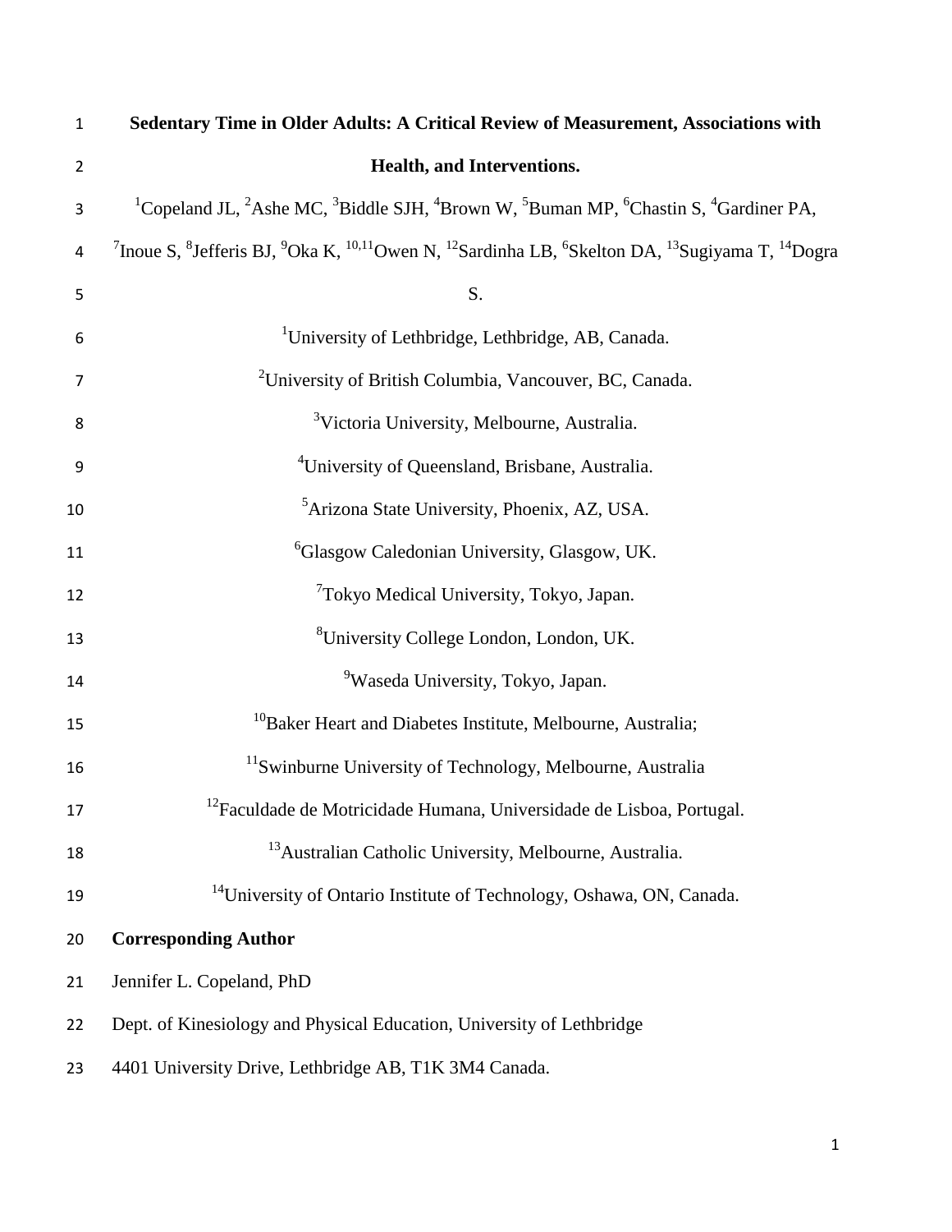# Sedentary Time in Older Adults: A Critical Review of Measurement, Associations with Health, and Interventions.

[1]Copeland JL, [2]Ashe MC, [3]Biddle SJH, [4]Brown W, [5]Buman MP, [6]Chastin S, [4]Gardiner PA, [7]Inoue S, [8]Jefferis BJ, [9]Oka K, [10,11]Owen N, [12]Sardinha LB, [6]Skelton DA, [13]Sugiyama T, [14]Dogra S.

[1]University of Lethbridge, Lethbridge, AB, Canada.

[2]University of British Columbia, Vancouver, BC, Canada.

[3]Victoria University, Melbourne, Australia.

[4]University of Queensland, Brisbane, Australia.

[5]Arizona State University, Phoenix, AZ, USA.

[6]Glasgow Caledonian University, Glasgow, UK.

[7]Tokyo Medical University, Tokyo, Japan.

[8]University College London, London, UK.

[9]Waseda University, Tokyo, Japan.

[10]Baker Heart and Diabetes Institute, Melbourne, Australia;

[11]Swinburne University of Technology, Melbourne, Australia

[12]Faculdade de Motricidade Humana, Universidade de Lisboa, Portugal.

[13]Australian Catholic University, Melbourne, Australia.

[14]University of Ontario Institute of Technology, Oshawa, ON, Canada.

**Corresponding Author**

Jennifer L. Copeland, PhD

Dept. of Kinesiology and Physical Education, University of Lethbridge

4401 University Drive, Lethbridge AB, T1K 3M4 Canada.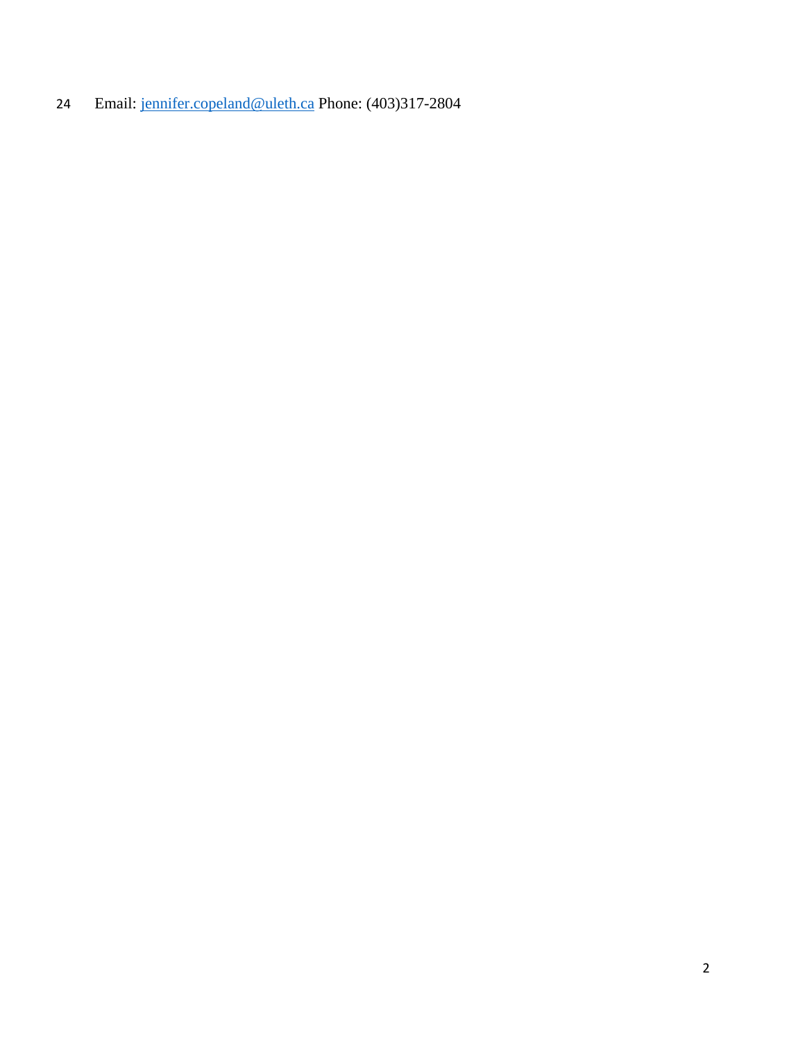Email: jennifer.copeland@uleth.ca Phone: (403)317-2804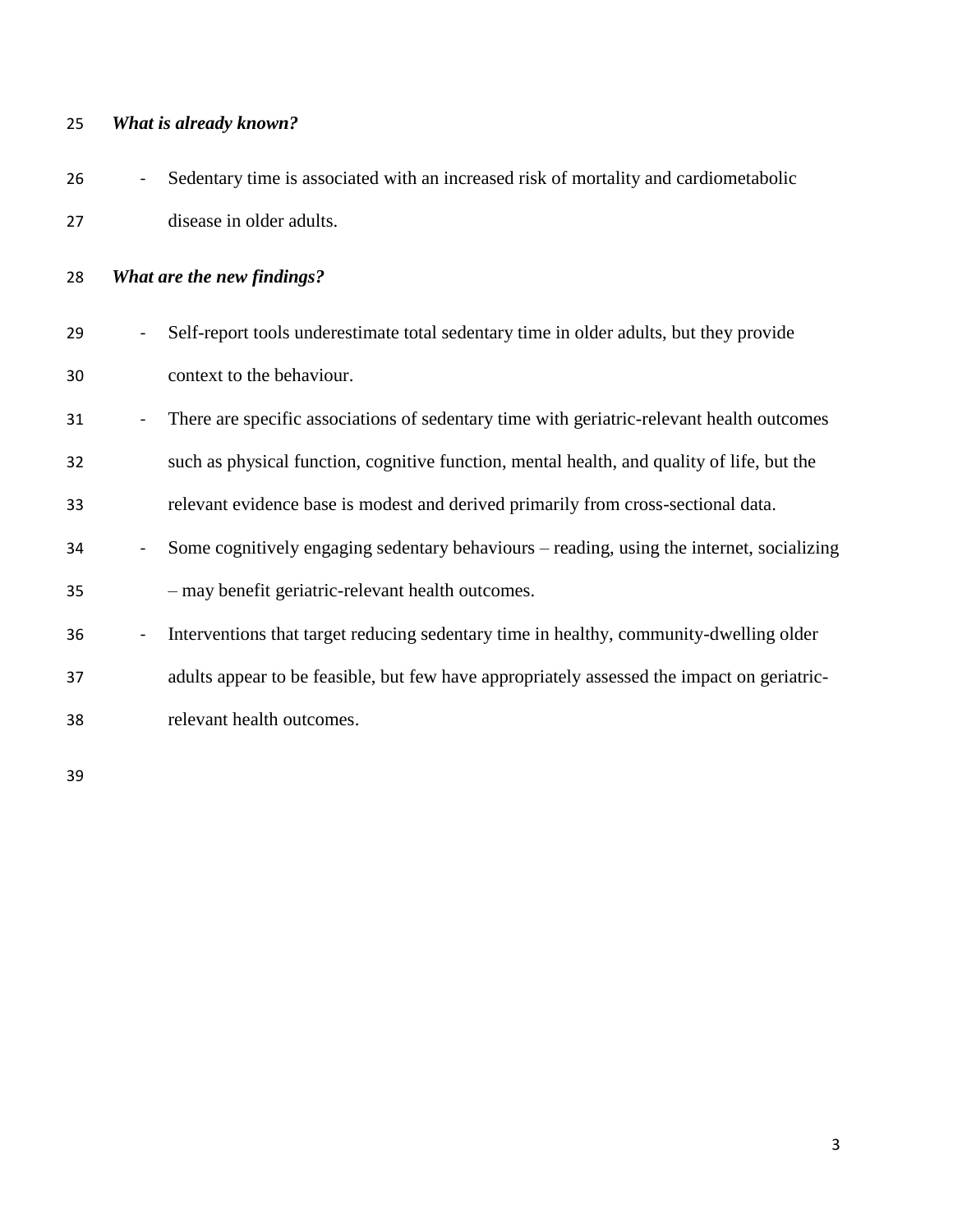***What is already known?***

- Sedentary time is associated with an increased risk of mortality and cardiometabolic disease in older adults.

***What are the new findings?***

- Self-report tools underestimate total sedentary time in older adults, but they provide context to the behaviour.
- There are specific associations of sedentary time with geriatric-relevant health outcomes such as physical function, cognitive function, mental health, and quality of life, but the relevant evidence base is modest and derived primarily from cross-sectional data.
- Some cognitively engaging sedentary behaviours – reading, using the internet, socializing – may benefit geriatric-relevant health outcomes.
- Interventions that target reducing sedentary time in healthy, community-dwelling older adults appear to be feasible, but few have appropriately assessed the impact on geriatric-relevant health outcomes.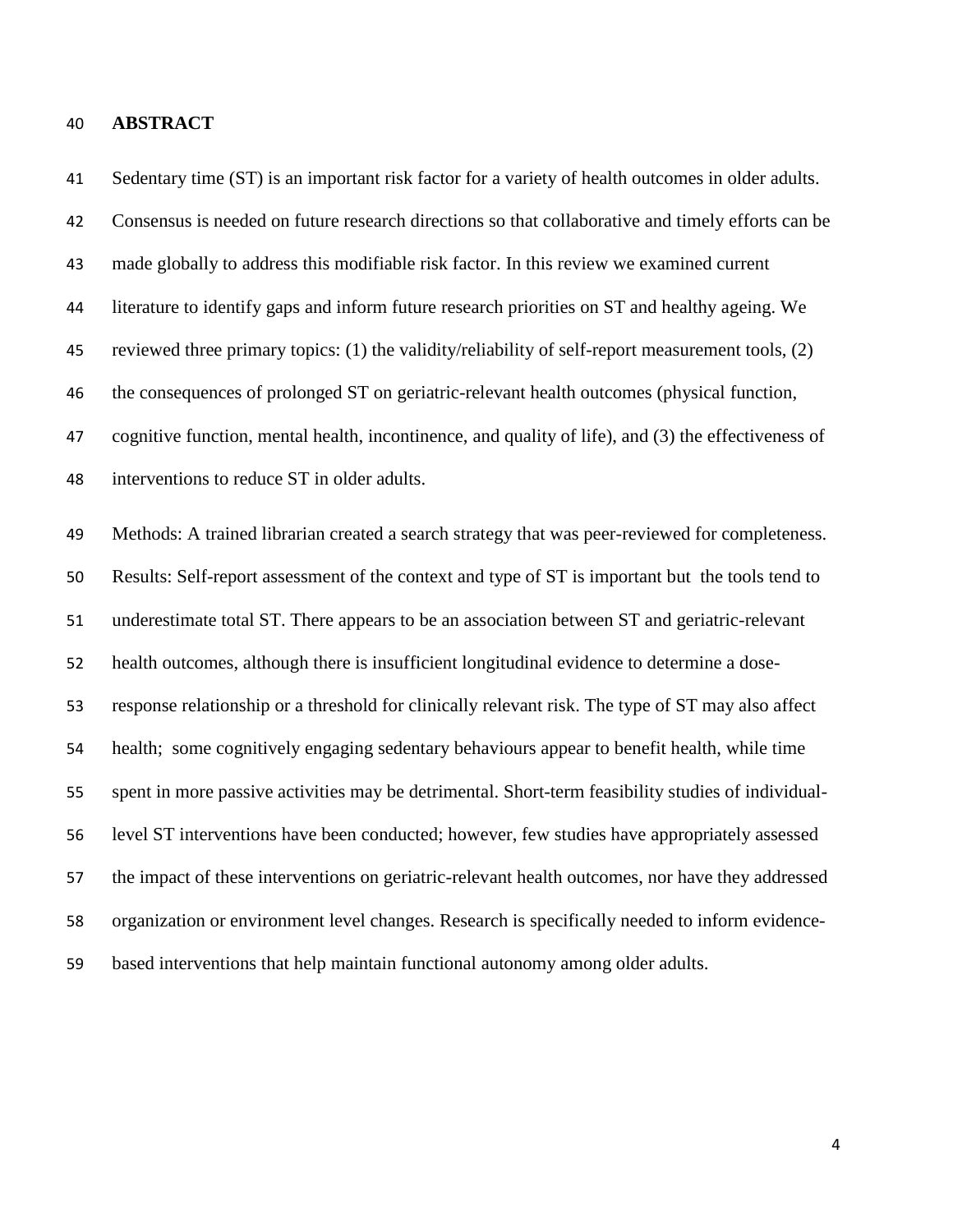## ABSTRACT

Sedentary time (ST) is an important risk factor for a variety of health outcomes in older adults. Consensus is needed on future research directions so that collaborative and timely efforts can be made globally to address this modifiable risk factor. In this review we examined current literature to identify gaps and inform future research priorities on ST and healthy ageing. We reviewed three primary topics: (1) the validity/reliability of self-report measurement tools, (2) the consequences of prolonged ST on geriatric-relevant health outcomes (physical function, cognitive function, mental health, incontinence, and quality of life), and (3) the effectiveness of interventions to reduce ST in older adults.

Methods: A trained librarian created a search strategy that was peer-reviewed for completeness. Results: Self-report assessment of the context and type of ST is important but the tools tend to underestimate total ST. There appears to be an association between ST and geriatric-relevant health outcomes, although there is insufficient longitudinal evidence to determine a dose-response relationship or a threshold for clinically relevant risk. The type of ST may also affect health; some cognitively engaging sedentary behaviours appear to benefit health, while time spent in more passive activities may be detrimental. Short-term feasibility studies of individual-level ST interventions have been conducted; however, few studies have appropriately assessed the impact of these interventions on geriatric-relevant health outcomes, nor have they addressed organization or environment level changes. Research is specifically needed to inform evidence-based interventions that help maintain functional autonomy among older adults.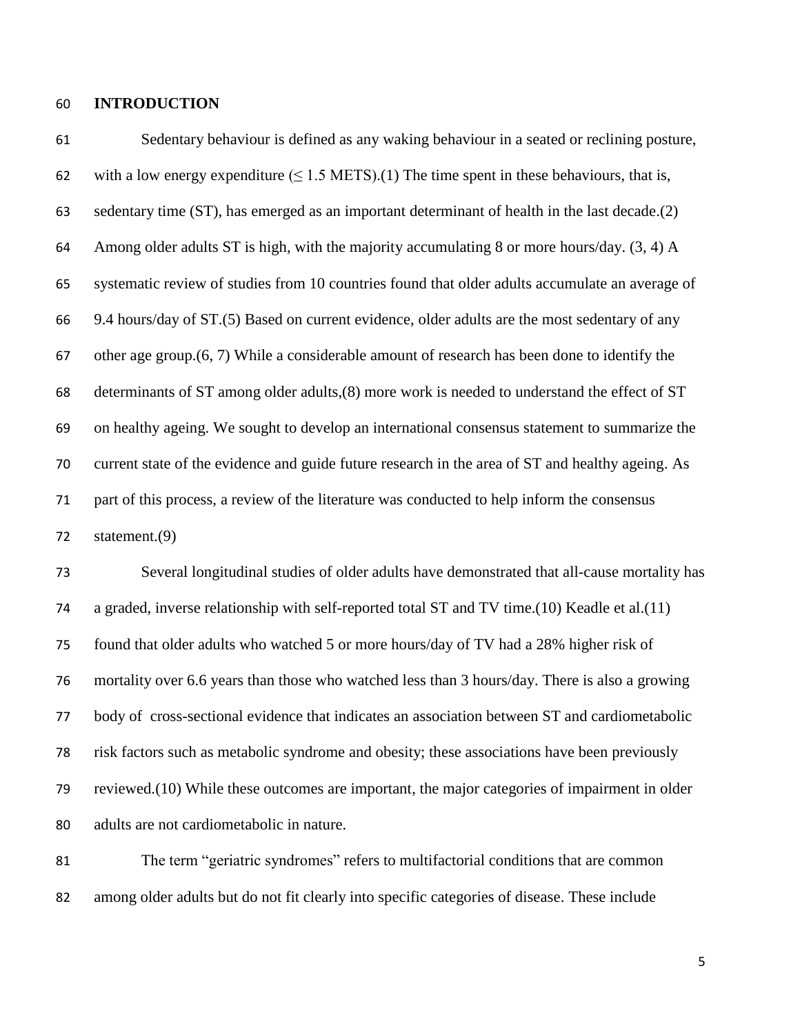## INTRODUCTION

Sedentary behaviour is defined as any waking behaviour in a seated or reclining posture, with a low energy expenditure ($\leq$ 1.5 METS).(1) The time spent in these behaviours, that is, sedentary time (ST), has emerged as an important determinant of health in the last decade.(2) Among older adults ST is high, with the majority accumulating 8 or more hours/day. (3, 4) A systematic review of studies from 10 countries found that older adults accumulate an average of 9.4 hours/day of ST.(5) Based on current evidence, older adults are the most sedentary of any other age group.(6, 7) While a considerable amount of research has been done to identify the determinants of ST among older adults,(8) more work is needed to understand the effect of ST on healthy ageing. We sought to develop an international consensus statement to summarize the current state of the evidence and guide future research in the area of ST and healthy ageing. As part of this process, a review of the literature was conducted to help inform the consensus statement.(9)

Several longitudinal studies of older adults have demonstrated that all-cause mortality has a graded, inverse relationship with self-reported total ST and TV time.(10) Keadle et al.(11) found that older adults who watched 5 or more hours/day of TV had a 28% higher risk of mortality over 6.6 years than those who watched less than 3 hours/day. There is also a growing body of cross-sectional evidence that indicates an association between ST and cardiometabolic risk factors such as metabolic syndrome and obesity; these associations have been previously reviewed.(10) While these outcomes are important, the major categories of impairment in older adults are not cardiometabolic in nature.

The term "geriatric syndromes" refers to multifactorial conditions that are common among older adults but do not fit clearly into specific categories of disease. These include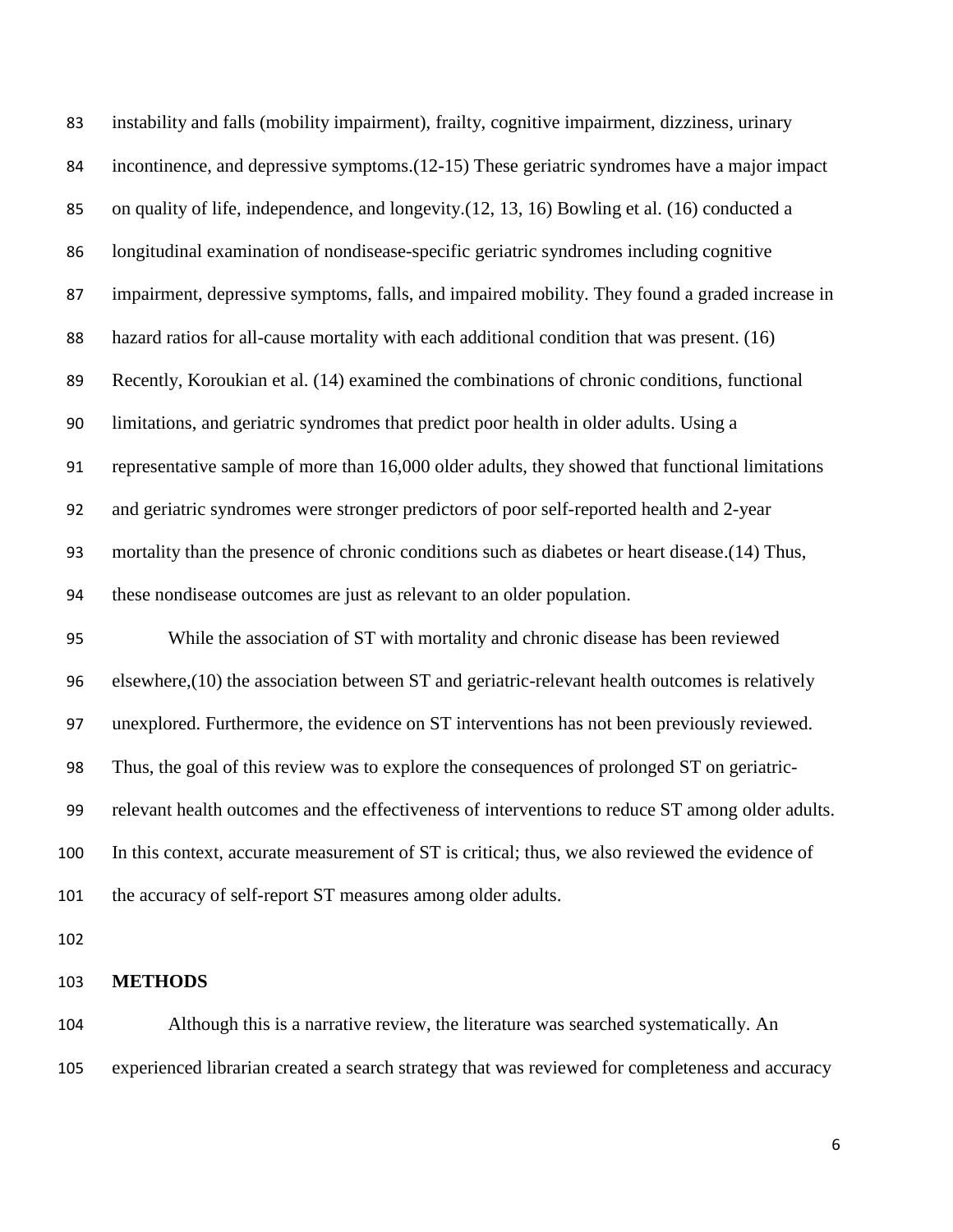instability and falls (mobility impairment), frailty, cognitive impairment, dizziness, urinary incontinence, and depressive symptoms.(12-15) These geriatric syndromes have a major impact on quality of life, independence, and longevity.(12, 13, 16) Bowling et al. (16) conducted a longitudinal examination of nondisease-specific geriatric syndromes including cognitive impairment, depressive symptoms, falls, and impaired mobility. They found a graded increase in hazard ratios for all-cause mortality with each additional condition that was present. (16) Recently, Koroukian et al. (14) examined the combinations of chronic conditions, functional limitations, and geriatric syndromes that predict poor health in older adults. Using a representative sample of more than 16,000 older adults, they showed that functional limitations and geriatric syndromes were stronger predictors of poor self-reported health and 2-year mortality than the presence of chronic conditions such as diabetes or heart disease.(14) Thus, these nondisease outcomes are just as relevant to an older population.

While the association of ST with mortality and chronic disease has been reviewed elsewhere,(10) the association between ST and geriatric-relevant health outcomes is relatively unexplored. Furthermore, the evidence on ST interventions has not been previously reviewed. Thus, the goal of this review was to explore the consequences of prolonged ST on geriatric-relevant health outcomes and the effectiveness of interventions to reduce ST among older adults. In this context, accurate measurement of ST is critical; thus, we also reviewed the evidence of the accuracy of self-report ST measures among older adults.

## METHODS

Although this is a narrative review, the literature was searched systematically. An experienced librarian created a search strategy that was reviewed for completeness and accuracy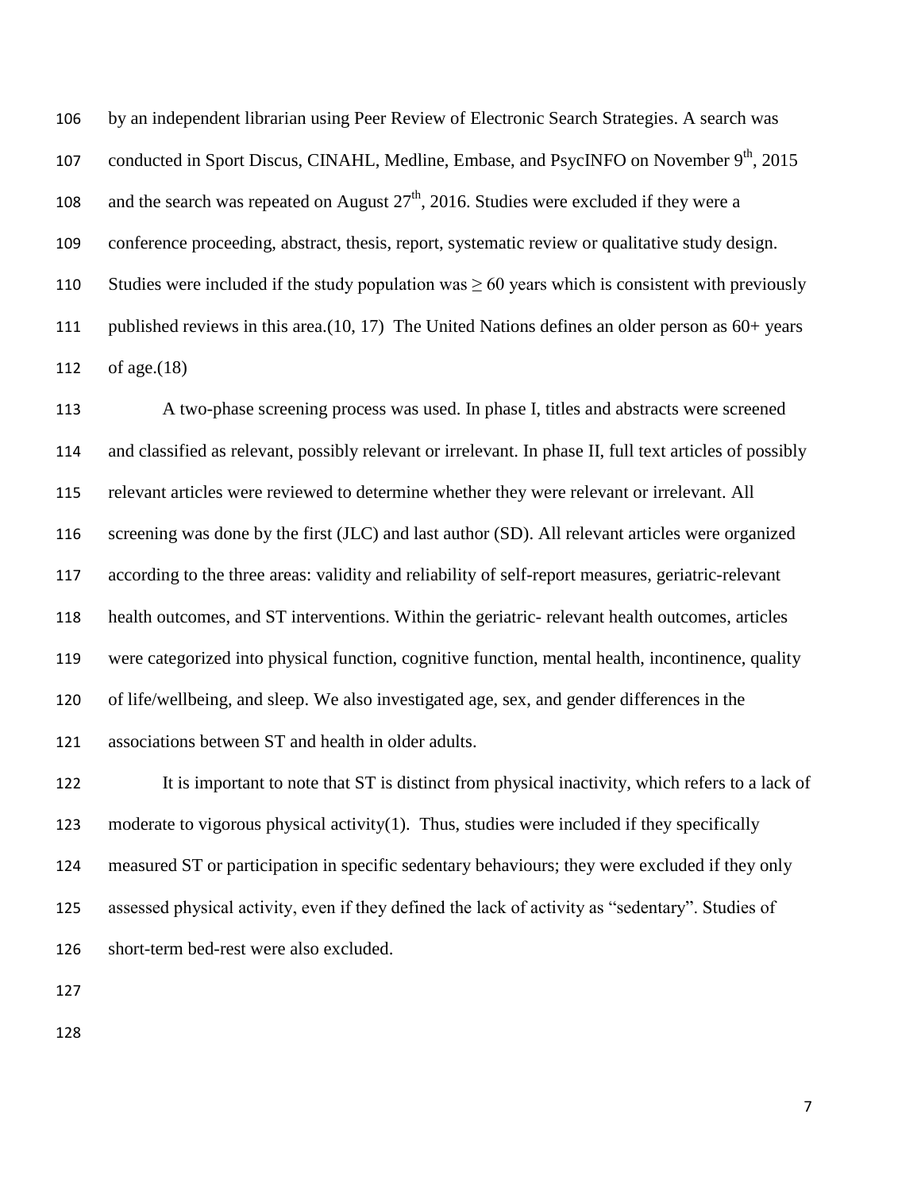by an independent librarian using Peer Review of Electronic Search Strategies. A search was conducted in Sport Discus, CINAHL, Medline, Embase, and PsycINFO on November 9th, 2015 and the search was repeated on August 27th, 2016. Studies were excluded if they were a conference proceeding, abstract, thesis, report, systematic review or qualitative study design. Studies were included if the study population was ≥ 60 years which is consistent with previously published reviews in this area.(10, 17) The United Nations defines an older person as 60+ years of age.(18)

A two-phase screening process was used. In phase I, titles and abstracts were screened and classified as relevant, possibly relevant or irrelevant. In phase II, full text articles of possibly relevant articles were reviewed to determine whether they were relevant or irrelevant. All screening was done by the first (JLC) and last author (SD). All relevant articles were organized according to the three areas: validity and reliability of self-report measures, geriatric-relevant health outcomes, and ST interventions. Within the geriatric- relevant health outcomes, articles were categorized into physical function, cognitive function, mental health, incontinence, quality of life/wellbeing, and sleep. We also investigated age, sex, and gender differences in the associations between ST and health in older adults.

It is important to note that ST is distinct from physical inactivity, which refers to a lack of moderate to vigorous physical activity(1). Thus, studies were included if they specifically measured ST or participation in specific sedentary behaviours; they were excluded if they only assessed physical activity, even if they defined the lack of activity as "sedentary". Studies of short-term bed-rest were also excluded.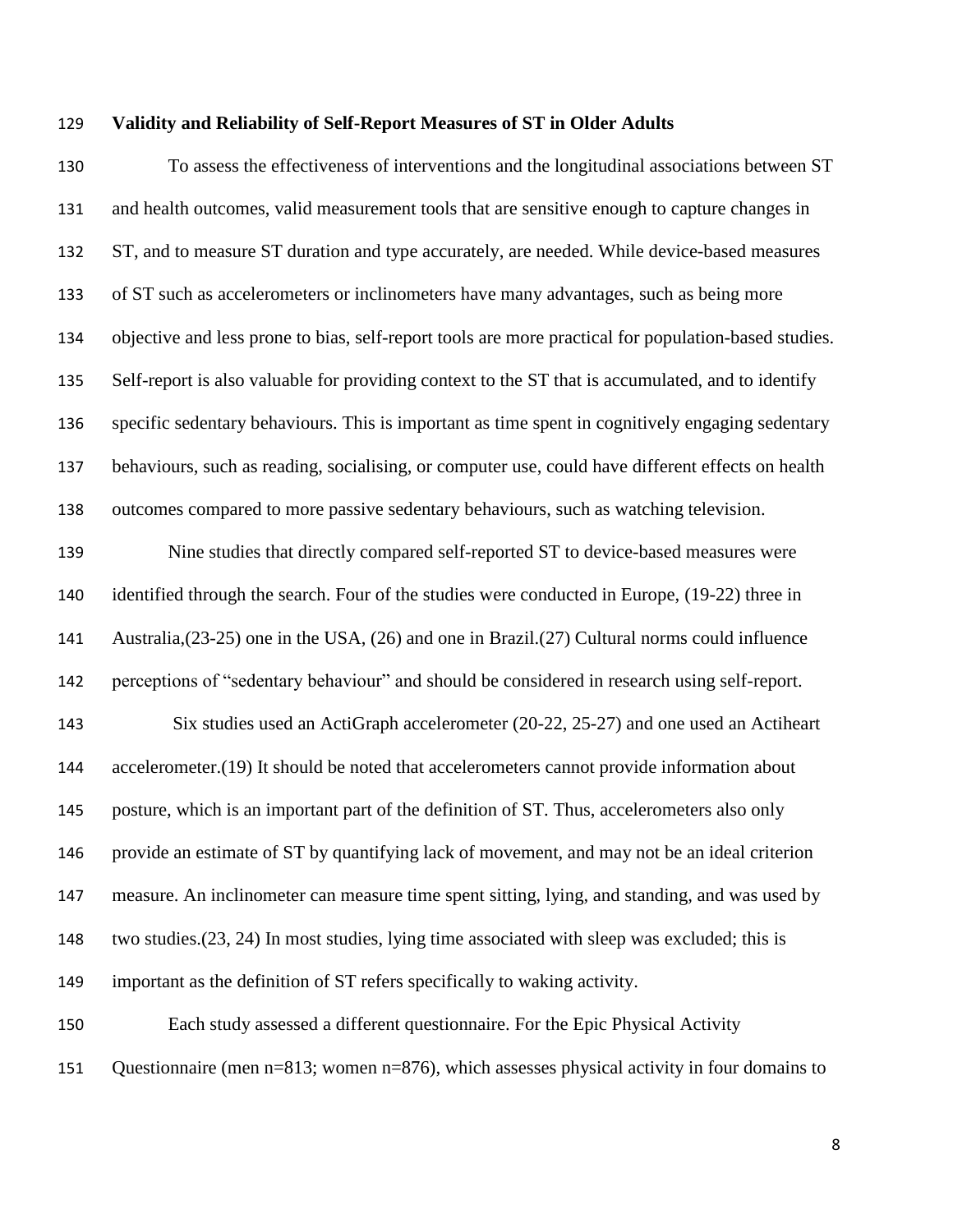**Validity and Reliability of Self-Report Measures of ST in Older Adults**

To assess the effectiveness of interventions and the longitudinal associations between ST and health outcomes, valid measurement tools that are sensitive enough to capture changes in ST, and to measure ST duration and type accurately, are needed. While device-based measures of ST such as accelerometers or inclinometers have many advantages, such as being more objective and less prone to bias, self-report tools are more practical for population-based studies. Self-report is also valuable for providing context to the ST that is accumulated, and to identify specific sedentary behaviours. This is important as time spent in cognitively engaging sedentary behaviours, such as reading, socialising, or computer use, could have different effects on health outcomes compared to more passive sedentary behaviours, such as watching television.

Nine studies that directly compared self-reported ST to device-based measures were identified through the search. Four of the studies were conducted in Europe, (19-22) three in Australia,(23-25) one in the USA, (26) and one in Brazil.(27) Cultural norms could influence perceptions of "sedentary behaviour" and should be considered in research using self-report.

Six studies used an ActiGraph accelerometer (20-22, 25-27) and one used an Actiheart accelerometer.(19) It should be noted that accelerometers cannot provide information about posture, which is an important part of the definition of ST. Thus, accelerometers also only provide an estimate of ST by quantifying lack of movement, and may not be an ideal criterion measure. An inclinometer can measure time spent sitting, lying, and standing, and was used by two studies.(23, 24) In most studies, lying time associated with sleep was excluded; this is important as the definition of ST refers specifically to waking activity.

Each study assessed a different questionnaire. For the Epic Physical Activity Questionnaire (men n=813; women n=876), which assesses physical activity in four domains to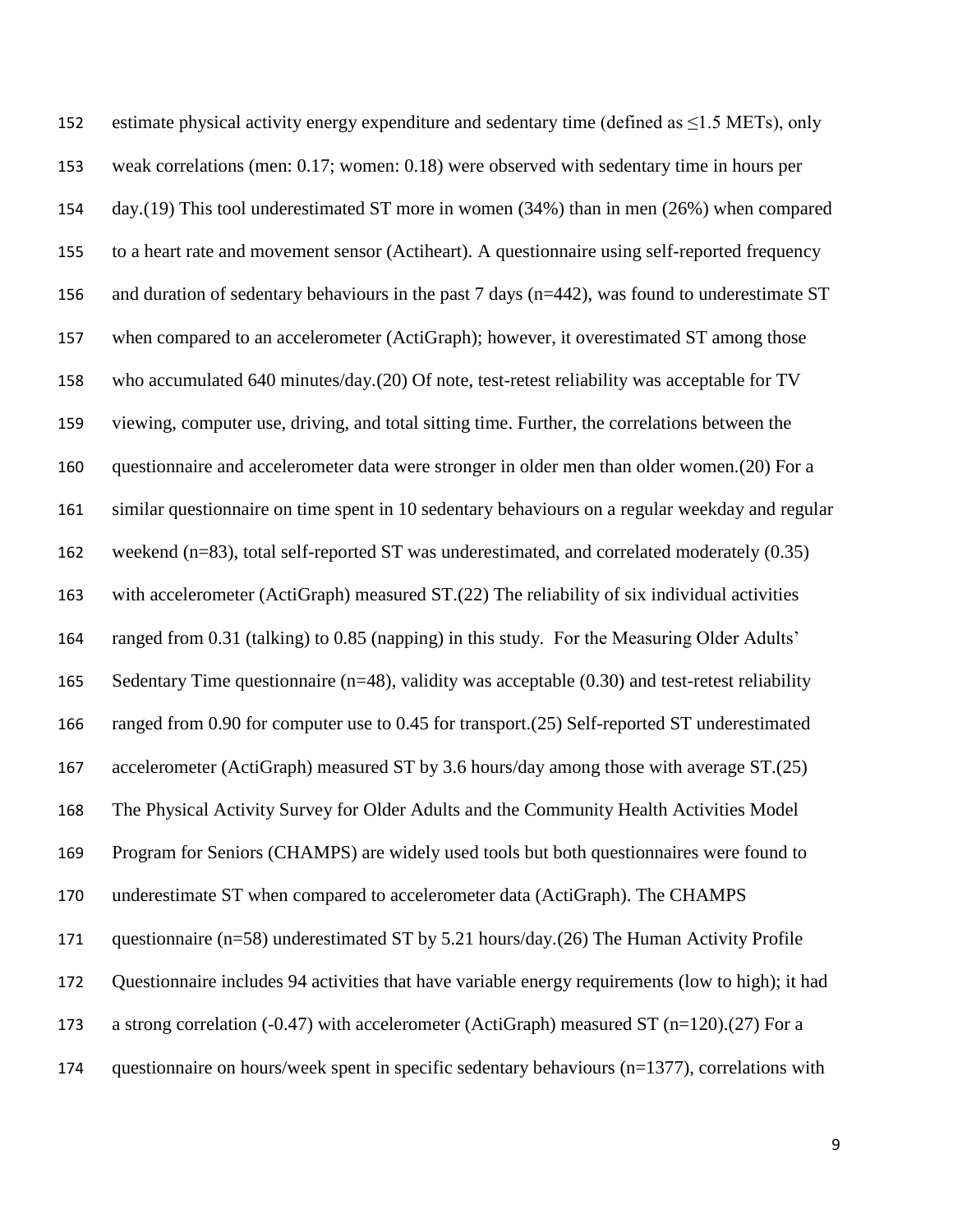estimate physical activity energy expenditure and sedentary time (defined as $\leq$1.5 METs), only weak correlations (men: 0.17; women: 0.18) were observed with sedentary time in hours per day.(19) This tool underestimated ST more in women (34%) than in men (26%) when compared to a heart rate and movement sensor (Actiheart). A questionnaire using self-reported frequency and duration of sedentary behaviours in the past 7 days (n=442), was found to underestimate ST when compared to an accelerometer (ActiGraph); however, it overestimated ST among those who accumulated 640 minutes/day.(20) Of note, test-retest reliability was acceptable for TV viewing, computer use, driving, and total sitting time. Further, the correlations between the questionnaire and accelerometer data were stronger in older men than older women.(20) For a similar questionnaire on time spent in 10 sedentary behaviours on a regular weekday and regular weekend (n=83), total self-reported ST was underestimated, and correlated moderately (0.35) with accelerometer (ActiGraph) measured ST.(22) The reliability of six individual activities ranged from 0.31 (talking) to 0.85 (napping) in this study. For the Measuring Older Adults' Sedentary Time questionnaire (n=48), validity was acceptable (0.30) and test-retest reliability ranged from 0.90 for computer use to 0.45 for transport.(25) Self-reported ST underestimated accelerometer (ActiGraph) measured ST by 3.6 hours/day among those with average ST.(25) The Physical Activity Survey for Older Adults and the Community Health Activities Model Program for Seniors (CHAMPS) are widely used tools but both questionnaires were found to underestimate ST when compared to accelerometer data (ActiGraph). The CHAMPS questionnaire (n=58) underestimated ST by 5.21 hours/day.(26) The Human Activity Profile Questionnaire includes 94 activities that have variable energy requirements (low to high); it had a strong correlation (-0.47) with accelerometer (ActiGraph) measured ST (n=120).(27) For a questionnaire on hours/week spent in specific sedentary behaviours (n=1377), correlations with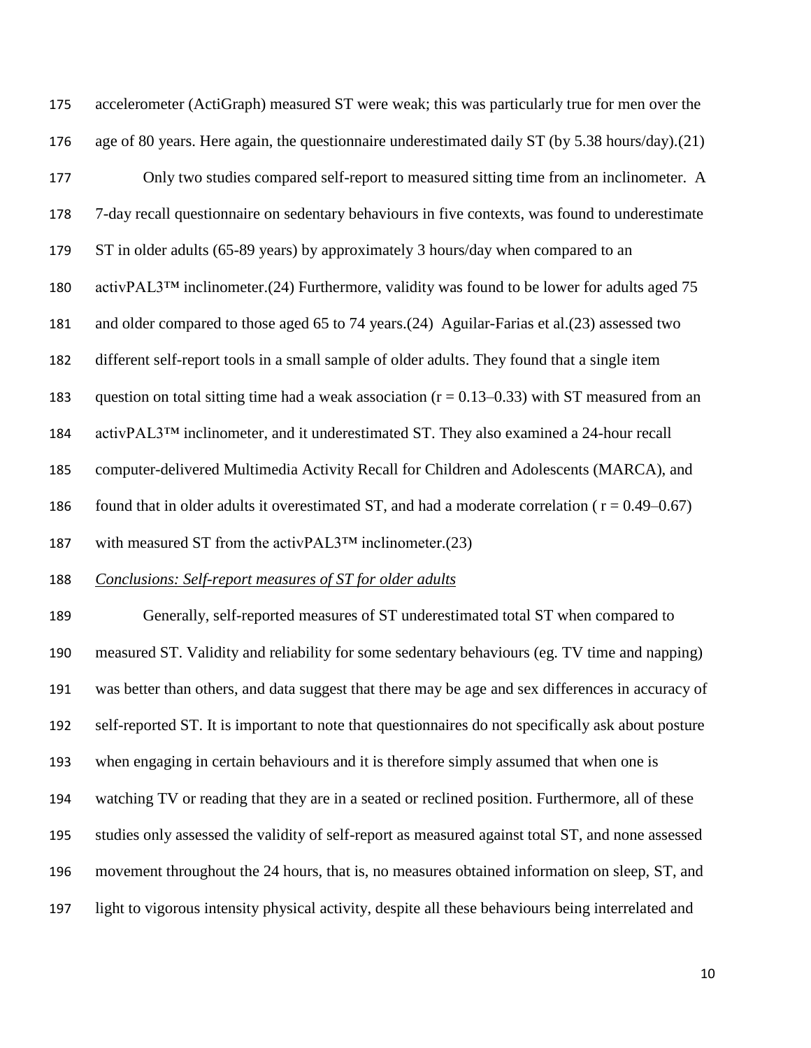accelerometer (ActiGraph) measured ST were weak; this was particularly true for men over the age of 80 years. Here again, the questionnaire underestimated daily ST (by 5.38 hours/day).(21)

Only two studies compared self-report to measured sitting time from an inclinometer. A 7-day recall questionnaire on sedentary behaviours in five contexts, was found to underestimate ST in older adults (65-89 years) by approximately 3 hours/day when compared to an activPAL3™ inclinometer.(24) Furthermore, validity was found to be lower for adults aged 75 and older compared to those aged 65 to 74 years.(24) Aguilar-Farias et al.(23) assessed two different self-report tools in a small sample of older adults. They found that a single item question on total sitting time had a weak association ($r = 0.13–0.33$) with ST measured from an activPAL3™ inclinometer, and it underestimated ST. They also examined a 24-hour recall computer-delivered Multimedia Activity Recall for Children and Adolescents (MARCA), and found that in older adults it overestimated ST, and had a moderate correlation ( $r = 0.49–0.67$) with measured ST from the activPAL3™ inclinometer.(23)

*Conclusions: Self-report measures of ST for older adults*

Generally, self-reported measures of ST underestimated total ST when compared to measured ST. Validity and reliability for some sedentary behaviours (eg. TV time and napping) was better than others, and data suggest that there may be age and sex differences in accuracy of self-reported ST. It is important to note that questionnaires do not specifically ask about posture when engaging in certain behaviours and it is therefore simply assumed that when one is watching TV or reading that they are in a seated or reclined position. Furthermore, all of these studies only assessed the validity of self-report as measured against total ST, and none assessed movement throughout the 24 hours, that is, no measures obtained information on sleep, ST, and light to vigorous intensity physical activity, despite all these behaviours being interrelated and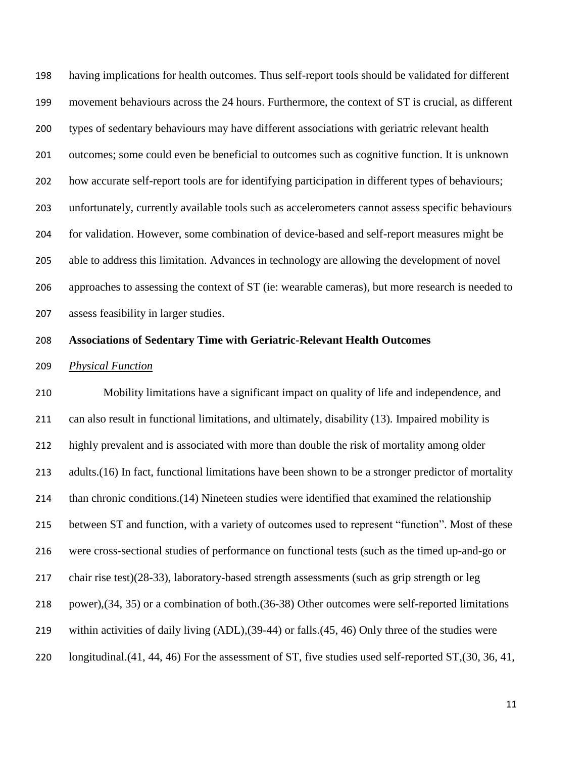having implications for health outcomes. Thus self-report tools should be validated for different movement behaviours across the 24 hours. Furthermore, the context of ST is crucial, as different types of sedentary behaviours may have different associations with geriatric relevant health outcomes; some could even be beneficial to outcomes such as cognitive function. It is unknown how accurate self-report tools are for identifying participation in different types of behaviours; unfortunately, currently available tools such as accelerometers cannot assess specific behaviours for validation. However, some combination of device-based and self-report measures might be able to address this limitation. Advances in technology are allowing the development of novel approaches to assessing the context of ST (ie: wearable cameras), but more research is needed to assess feasibility in larger studies.

## Associations of Sedentary Time with Geriatric-Relevant Health Outcomes

### *Physical Function*

Mobility limitations have a significant impact on quality of life and independence, and can also result in functional limitations, and ultimately, disability (13). Impaired mobility is highly prevalent and is associated with more than double the risk of mortality among older adults.(16) In fact, functional limitations have been shown to be a stronger predictor of mortality than chronic conditions.(14) Nineteen studies were identified that examined the relationship between ST and function, with a variety of outcomes used to represent "function". Most of these were cross-sectional studies of performance on functional tests (such as the timed up-and-go or chair rise test)(28-33), laboratory-based strength assessments (such as grip strength or leg power),(34, 35) or a combination of both.(36-38) Other outcomes were self-reported limitations within activities of daily living (ADL),(39-44) or falls.(45, 46) Only three of the studies were longitudinal.(41, 44, 46) For the assessment of ST, five studies used self-reported ST,(30, 36, 41,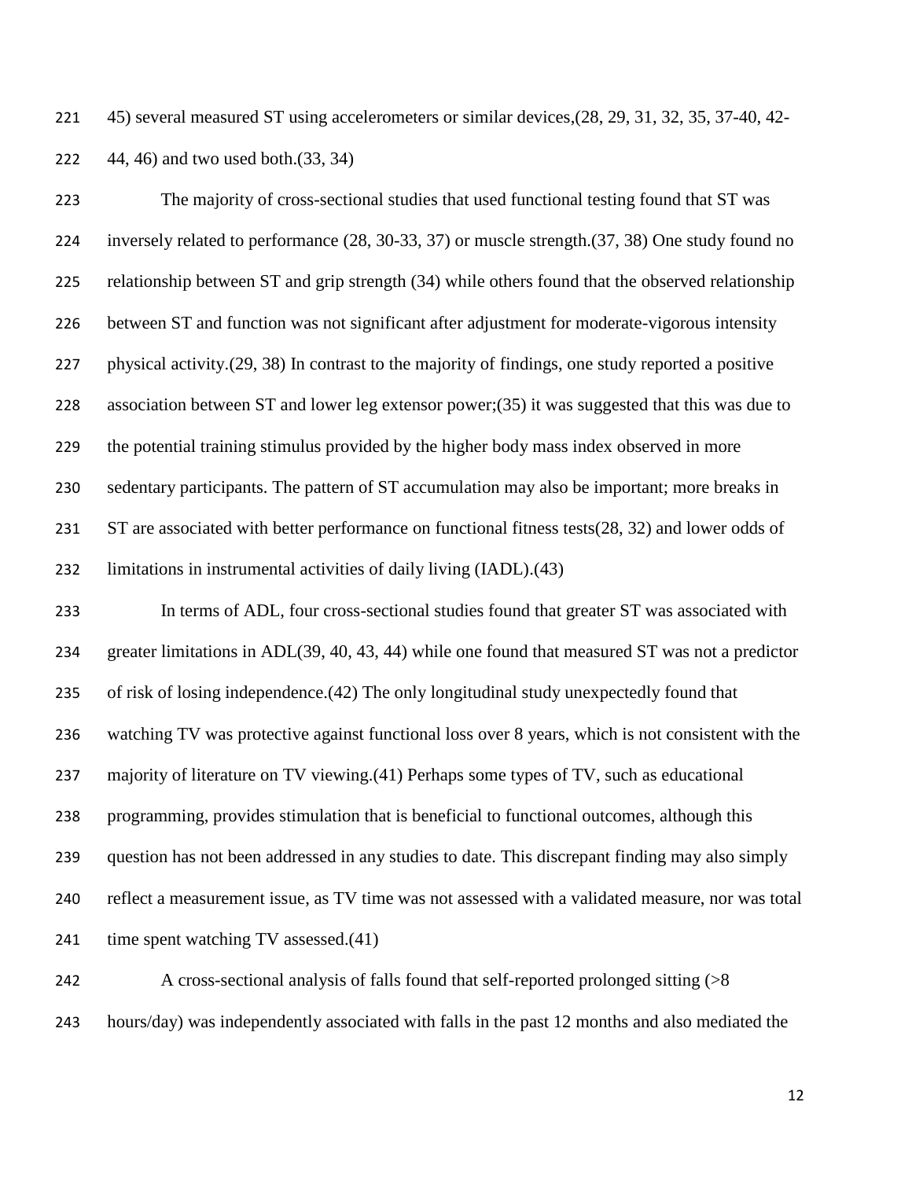45) several measured ST using accelerometers or similar devices,(28, 29, 31, 32, 35, 37-40, 42-44, 46) and two used both.(33, 34)

The majority of cross-sectional studies that used functional testing found that ST was inversely related to performance (28, 30-33, 37) or muscle strength.(37, 38) One study found no relationship between ST and grip strength (34) while others found that the observed relationship between ST and function was not significant after adjustment for moderate-vigorous intensity physical activity.(29, 38) In contrast to the majority of findings, one study reported a positive association between ST and lower leg extensor power;(35) it was suggested that this was due to the potential training stimulus provided by the higher body mass index observed in more sedentary participants. The pattern of ST accumulation may also be important; more breaks in ST are associated with better performance on functional fitness tests(28, 32) and lower odds of limitations in instrumental activities of daily living (IADL).(43)

In terms of ADL, four cross-sectional studies found that greater ST was associated with greater limitations in ADL(39, 40, 43, 44) while one found that measured ST was not a predictor of risk of losing independence.(42) The only longitudinal study unexpectedly found that watching TV was protective against functional loss over 8 years, which is not consistent with the majority of literature on TV viewing.(41) Perhaps some types of TV, such as educational programming, provides stimulation that is beneficial to functional outcomes, although this question has not been addressed in any studies to date. This discrepant finding may also simply reflect a measurement issue, as TV time was not assessed with a validated measure, nor was total time spent watching TV assessed.(41)

A cross-sectional analysis of falls found that self-reported prolonged sitting (>8 hours/day) was independently associated with falls in the past 12 months and also mediated the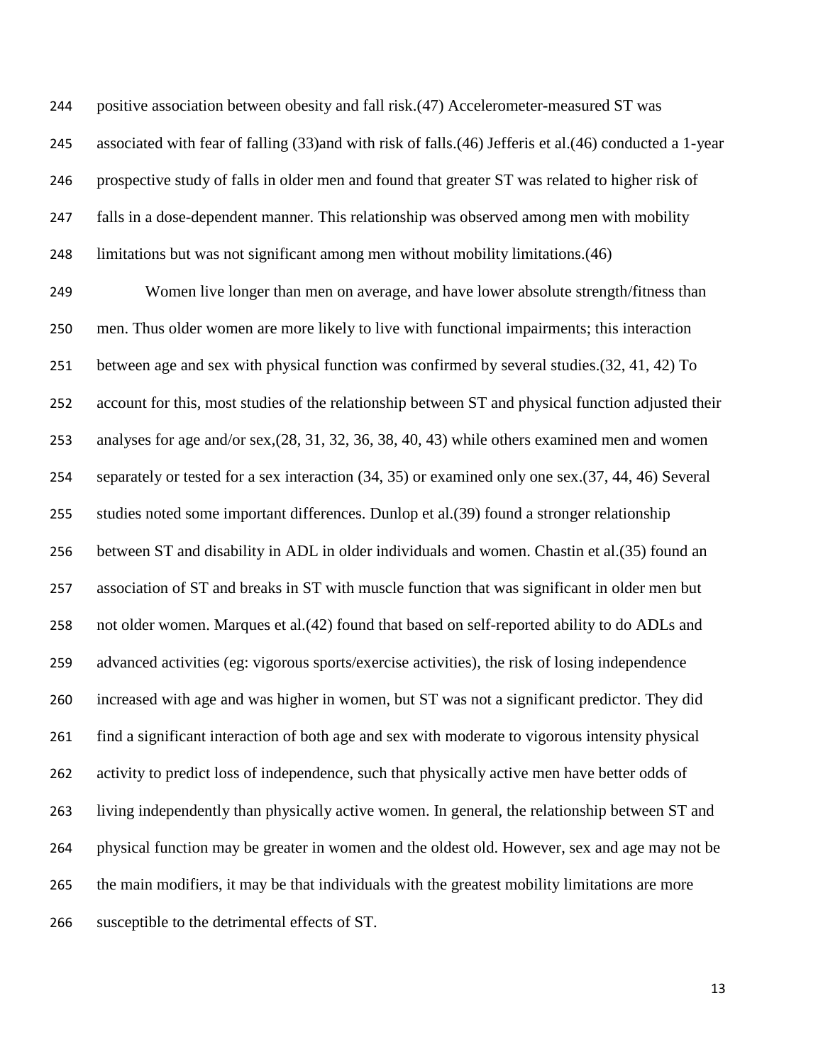positive association between obesity and fall risk.(47) Accelerometer-measured ST was associated with fear of falling (33)and with risk of falls.(46) Jefferis et al.(46) conducted a 1-year prospective study of falls in older men and found that greater ST was related to higher risk of falls in a dose-dependent manner. This relationship was observed among men with mobility limitations but was not significant among men without mobility limitations.(46)

Women live longer than men on average, and have lower absolute strength/fitness than men. Thus older women are more likely to live with functional impairments; this interaction between age and sex with physical function was confirmed by several studies.(32, 41, 42) To account for this, most studies of the relationship between ST and physical function adjusted their analyses for age and/or sex,(28, 31, 32, 36, 38, 40, 43) while others examined men and women separately or tested for a sex interaction (34, 35) or examined only one sex.(37, 44, 46) Several studies noted some important differences. Dunlop et al.(39) found a stronger relationship between ST and disability in ADL in older individuals and women. Chastin et al.(35) found an association of ST and breaks in ST with muscle function that was significant in older men but not older women. Marques et al.(42) found that based on self-reported ability to do ADLs and advanced activities (eg: vigorous sports/exercise activities), the risk of losing independence increased with age and was higher in women, but ST was not a significant predictor. They did find a significant interaction of both age and sex with moderate to vigorous intensity physical activity to predict loss of independence, such that physically active men have better odds of living independently than physically active women. In general, the relationship between ST and physical function may be greater in women and the oldest old. However, sex and age may not be the main modifiers, it may be that individuals with the greatest mobility limitations are more susceptible to the detrimental effects of ST.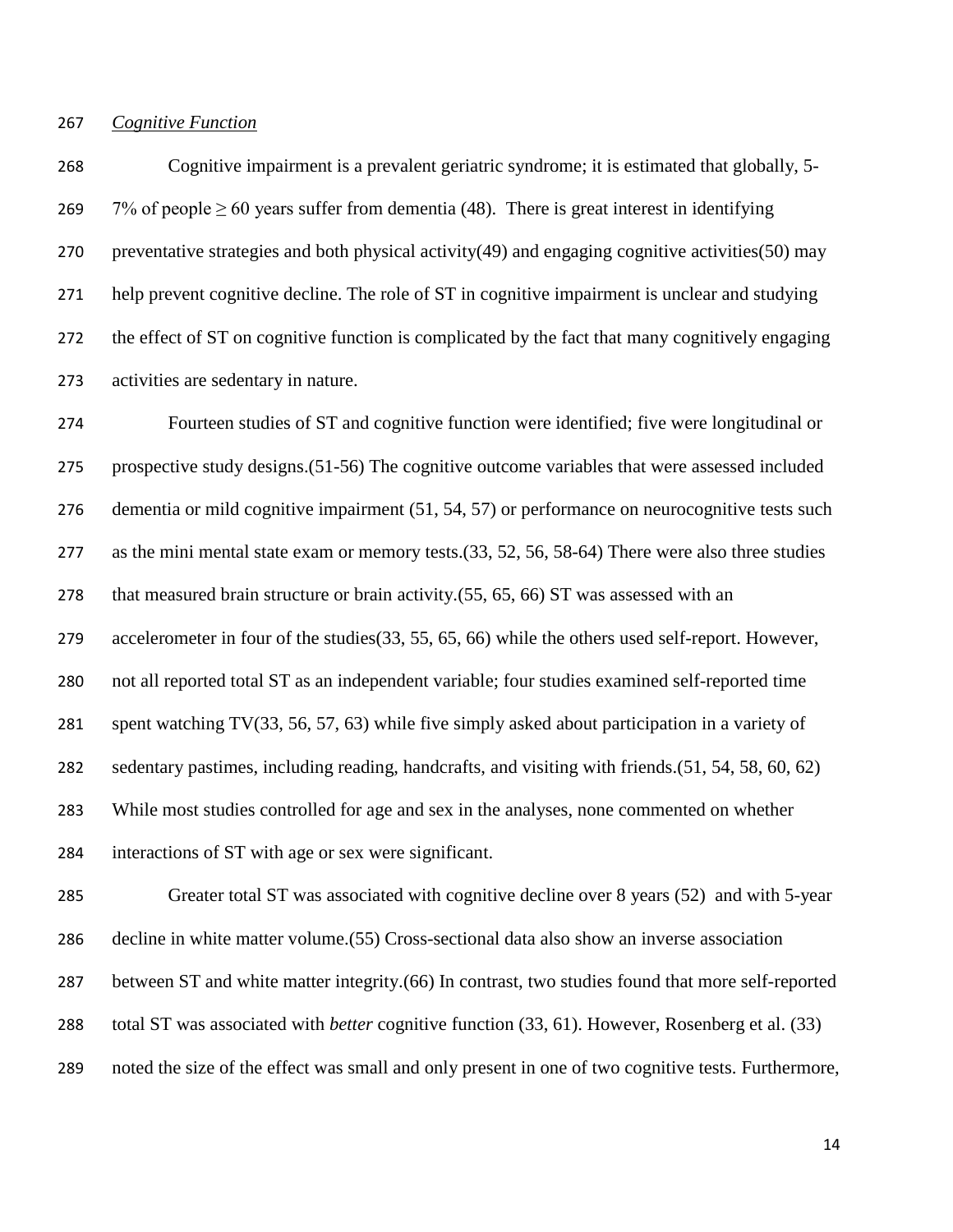*Cognitive Function*

Cognitive impairment is a prevalent geriatric syndrome; it is estimated that globally, 5-7% of people ≥ 60 years suffer from dementia (48). There is great interest in identifying preventative strategies and both physical activity(49) and engaging cognitive activities(50) may help prevent cognitive decline. The role of ST in cognitive impairment is unclear and studying the effect of ST on cognitive function is complicated by the fact that many cognitively engaging activities are sedentary in nature.

Fourteen studies of ST and cognitive function were identified; five were longitudinal or prospective study designs.(51-56) The cognitive outcome variables that were assessed included dementia or mild cognitive impairment (51, 54, 57) or performance on neurocognitive tests such as the mini mental state exam or memory tests.(33, 52, 56, 58-64) There were also three studies that measured brain structure or brain activity.(55, 65, 66) ST was assessed with an accelerometer in four of the studies(33, 55, 65, 66) while the others used self-report. However, not all reported total ST as an independent variable; four studies examined self-reported time spent watching TV(33, 56, 57, 63) while five simply asked about participation in a variety of sedentary pastimes, including reading, handcrafts, and visiting with friends.(51, 54, 58, 60, 62) While most studies controlled for age and sex in the analyses, none commented on whether interactions of ST with age or sex were significant.

Greater total ST was associated with cognitive decline over 8 years (52) and with 5-year decline in white matter volume.(55) Cross-sectional data also show an inverse association between ST and white matter integrity.(66) In contrast, two studies found that more self-reported total ST was associated with *better* cognitive function (33, 61). However, Rosenberg et al. (33) noted the size of the effect was small and only present in one of two cognitive tests. Furthermore,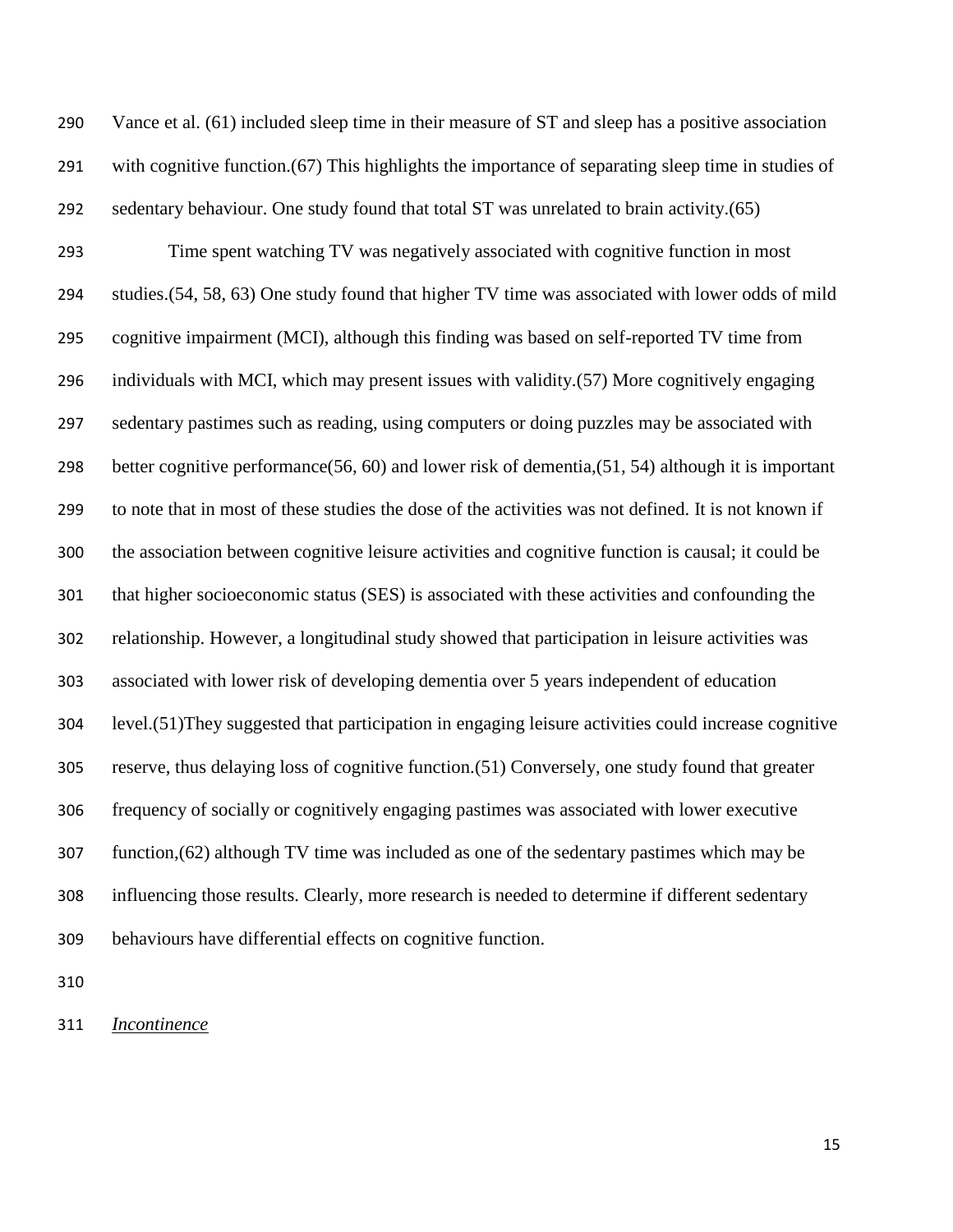Vance et al. (61) included sleep time in their measure of ST and sleep has a positive association with cognitive function.(67) This highlights the importance of separating sleep time in studies of sedentary behaviour. One study found that total ST was unrelated to brain activity.(65)

Time spent watching TV was negatively associated with cognitive function in most studies.(54, 58, 63) One study found that higher TV time was associated with lower odds of mild cognitive impairment (MCI), although this finding was based on self-reported TV time from individuals with MCI, which may present issues with validity.(57) More cognitively engaging sedentary pastimes such as reading, using computers or doing puzzles may be associated with better cognitive performance(56, 60) and lower risk of dementia,(51, 54) although it is important to note that in most of these studies the dose of the activities was not defined. It is not known if the association between cognitive leisure activities and cognitive function is causal; it could be that higher socioeconomic status (SES) is associated with these activities and confounding the relationship. However, a longitudinal study showed that participation in leisure activities was associated with lower risk of developing dementia over 5 years independent of education level.(51)They suggested that participation in engaging leisure activities could increase cognitive reserve, thus delaying loss of cognitive function.(51) Conversely, one study found that greater frequency of socially or cognitively engaging pastimes was associated with lower executive function,(62) although TV time was included as one of the sedentary pastimes which may be influencing those results. Clearly, more research is needed to determine if different sedentary behaviours have differential effects on cognitive function.

*Incontinence*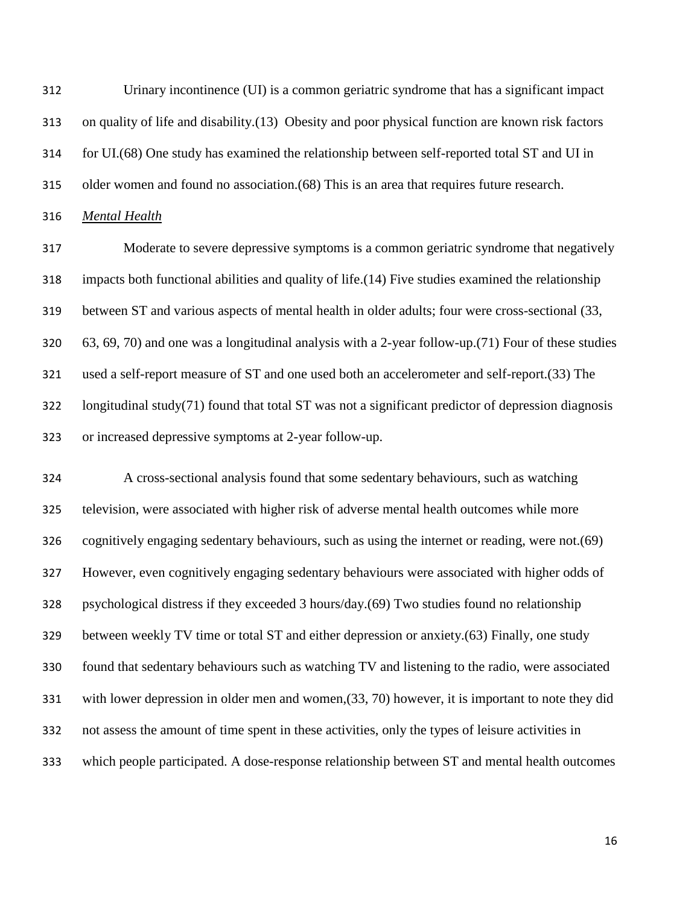Urinary incontinence (UI) is a common geriatric syndrome that has a significant impact on quality of life and disability.(13) Obesity and poor physical function are known risk factors for UI.(68) One study has examined the relationship between self-reported total ST and UI in older women and found no association.(68) This is an area that requires future research.

### *Mental Health*

Moderate to severe depressive symptoms is a common geriatric syndrome that negatively impacts both functional abilities and quality of life.(14) Five studies examined the relationship between ST and various aspects of mental health in older adults; four were cross-sectional (33, 63, 69, 70) and one was a longitudinal analysis with a 2-year follow-up.(71) Four of these studies used a self-report measure of ST and one used both an accelerometer and self-report.(33) The longitudinal study(71) found that total ST was not a significant predictor of depression diagnosis or increased depressive symptoms at 2-year follow-up.

A cross-sectional analysis found that some sedentary behaviours, such as watching television, were associated with higher risk of adverse mental health outcomes while more cognitively engaging sedentary behaviours, such as using the internet or reading, were not.(69) However, even cognitively engaging sedentary behaviours were associated with higher odds of psychological distress if they exceeded 3 hours/day.(69) Two studies found no relationship between weekly TV time or total ST and either depression or anxiety.(63) Finally, one study found that sedentary behaviours such as watching TV and listening to the radio, were associated with lower depression in older men and women,(33, 70) however, it is important to note they did not assess the amount of time spent in these activities, only the types of leisure activities in which people participated. A dose-response relationship between ST and mental health outcomes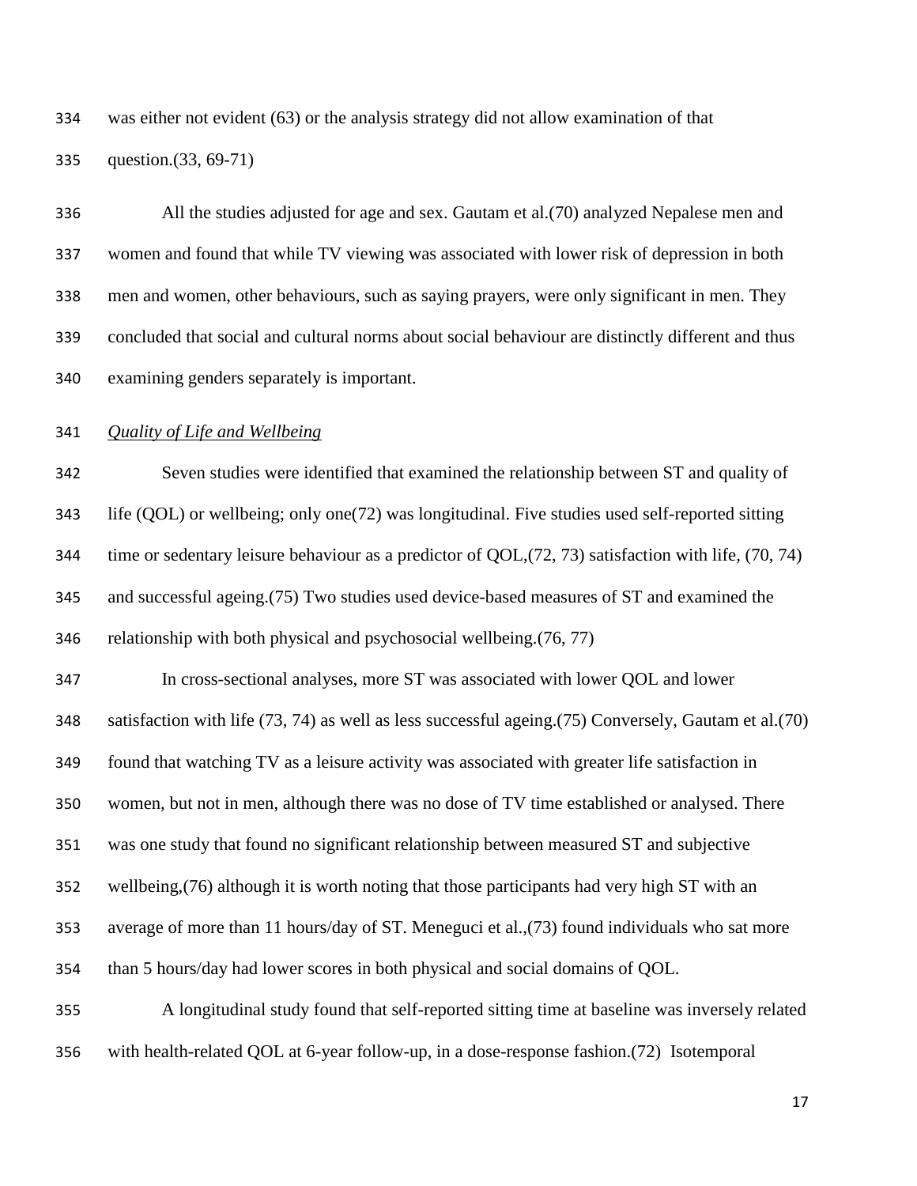was either not evident (63) or the analysis strategy did not allow examination of that question.(33, 69-71)

All the studies adjusted for age and sex. Gautam et al.(70) analyzed Nepalese men and women and found that while TV viewing was associated with lower risk of depression in both men and women, other behaviours, such as saying prayers, were only significant in men. They concluded that social and cultural norms about social behaviour are distinctly different and thus examining genders separately is important.

*Quality of Life and Wellbeing*

Seven studies were identified that examined the relationship between ST and quality of life (QOL) or wellbeing; only one(72) was longitudinal. Five studies used self-reported sitting time or sedentary leisure behaviour as a predictor of QOL,(72, 73) satisfaction with life, (70, 74) and successful ageing.(75) Two studies used device-based measures of ST and examined the relationship with both physical and psychosocial wellbeing.(76, 77)

In cross-sectional analyses, more ST was associated with lower QOL and lower satisfaction with life (73, 74) as well as less successful ageing.(75) Conversely, Gautam et al.(70) found that watching TV as a leisure activity was associated with greater life satisfaction in women, but not in men, although there was no dose of TV time established or analysed. There was one study that found no significant relationship between measured ST and subjective wellbeing,(76) although it is worth noting that those participants had very high ST with an average of more than 11 hours/day of ST. Meneguci et al.,(73) found individuals who sat more than 5 hours/day had lower scores in both physical and social domains of QOL.

A longitudinal study found that self-reported sitting time at baseline was inversely related with health-related QOL at 6-year follow-up, in a dose-response fashion.(72) Isotemporal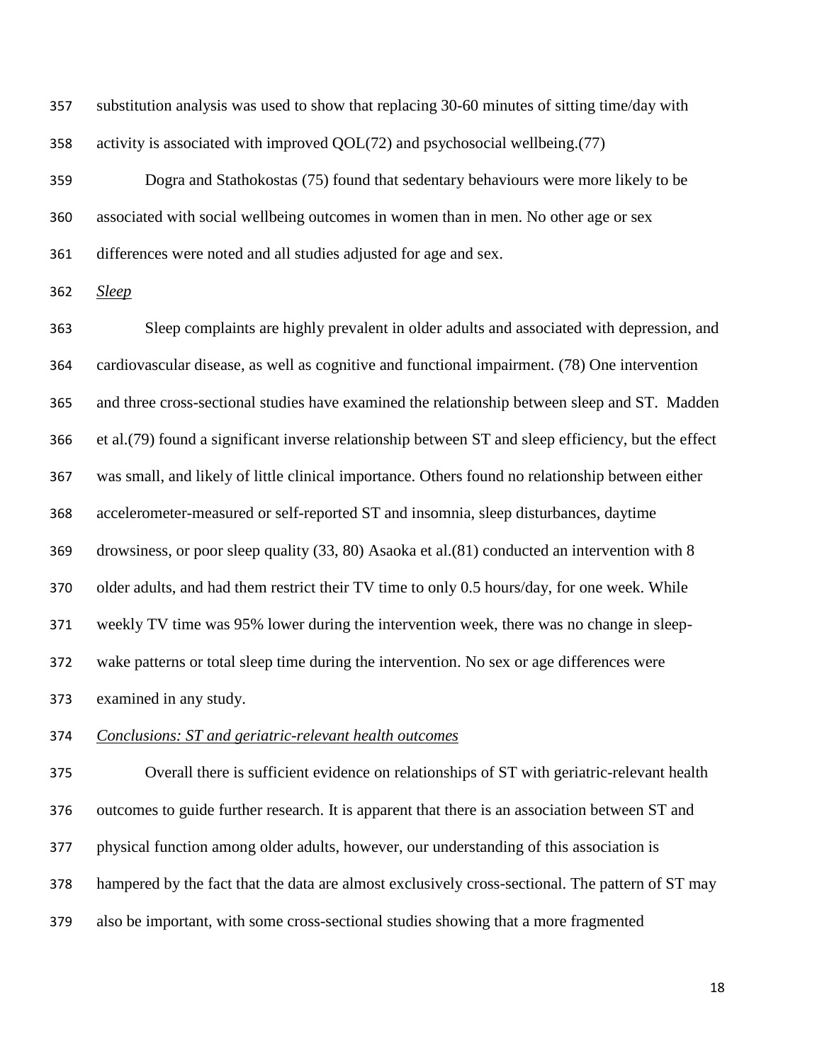substitution analysis was used to show that replacing 30-60 minutes of sitting time/day with activity is associated with improved QOL(72) and psychosocial wellbeing.(77)

Dogra and Stathokostas (75) found that sedentary behaviours were more likely to be associated with social wellbeing outcomes in women than in men. No other age or sex differences were noted and all studies adjusted for age and sex.

*Sleep*

Sleep complaints are highly prevalent in older adults and associated with depression, and cardiovascular disease, as well as cognitive and functional impairment. (78) One intervention and three cross-sectional studies have examined the relationship between sleep and ST. Madden et al.(79) found a significant inverse relationship between ST and sleep efficiency, but the effect was small, and likely of little clinical importance. Others found no relationship between either accelerometer-measured or self-reported ST and insomnia, sleep disturbances, daytime drowsiness, or poor sleep quality (33, 80) Asaoka et al.(81) conducted an intervention with 8 older adults, and had them restrict their TV time to only 0.5 hours/day, for one week. While weekly TV time was 95% lower during the intervention week, there was no change in sleep-wake patterns or total sleep time during the intervention. No sex or age differences were examined in any study.

*Conclusions: ST and geriatric-relevant health outcomes*

Overall there is sufficient evidence on relationships of ST with geriatric-relevant health outcomes to guide further research. It is apparent that there is an association between ST and physical function among older adults, however, our understanding of this association is hampered by the fact that the data are almost exclusively cross-sectional. The pattern of ST may also be important, with some cross-sectional studies showing that a more fragmented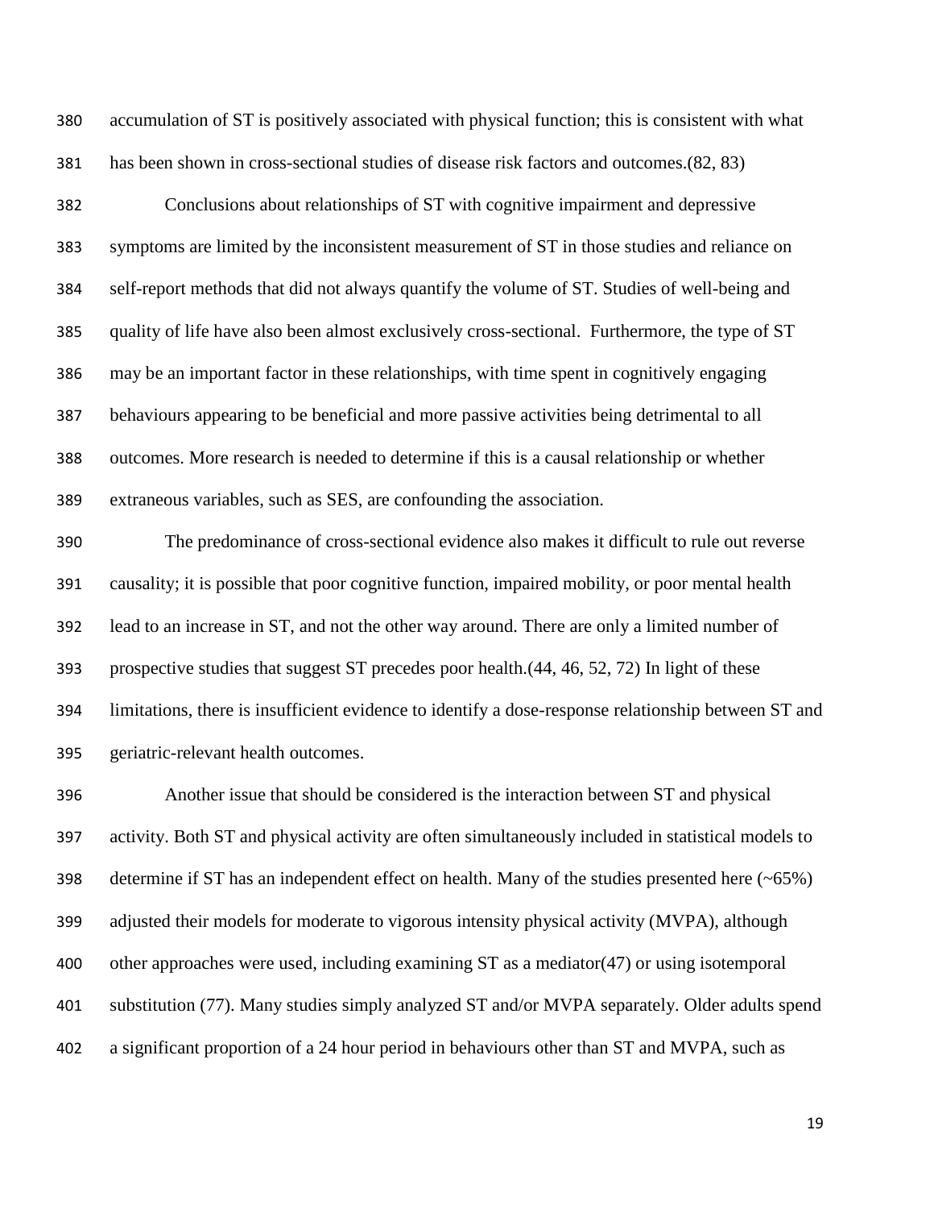accumulation of ST is positively associated with physical function; this is consistent with what has been shown in cross-sectional studies of disease risk factors and outcomes.(82, 83)

Conclusions about relationships of ST with cognitive impairment and depressive symptoms are limited by the inconsistent measurement of ST in those studies and reliance on self-report methods that did not always quantify the volume of ST. Studies of well-being and quality of life have also been almost exclusively cross-sectional. Furthermore, the type of ST may be an important factor in these relationships, with time spent in cognitively engaging behaviours appearing to be beneficial and more passive activities being detrimental to all outcomes. More research is needed to determine if this is a causal relationship or whether extraneous variables, such as SES, are confounding the association.

The predominance of cross-sectional evidence also makes it difficult to rule out reverse causality; it is possible that poor cognitive function, impaired mobility, or poor mental health lead to an increase in ST, and not the other way around. There are only a limited number of prospective studies that suggest ST precedes poor health.(44, 46, 52, 72) In light of these limitations, there is insufficient evidence to identify a dose-response relationship between ST and geriatric-relevant health outcomes.

Another issue that should be considered is the interaction between ST and physical activity. Both ST and physical activity are often simultaneously included in statistical models to determine if ST has an independent effect on health. Many of the studies presented here (~65%) adjusted their models for moderate to vigorous intensity physical activity (MVPA), although other approaches were used, including examining ST as a mediator(47) or using isotemporal substitution (77). Many studies simply analyzed ST and/or MVPA separately. Older adults spend a significant proportion of a 24 hour period in behaviours other than ST and MVPA, such as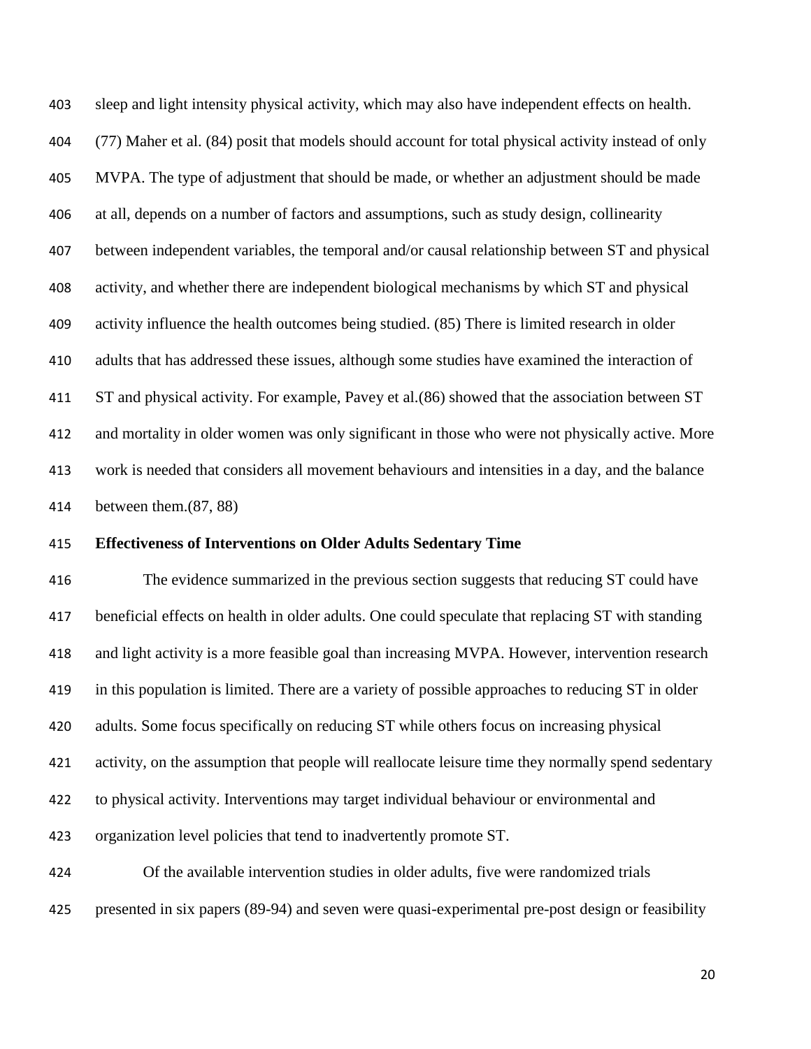sleep and light intensity physical activity, which may also have independent effects on health. (77) Maher et al. (84) posit that models should account for total physical activity instead of only MVPA. The type of adjustment that should be made, or whether an adjustment should be made at all, depends on a number of factors and assumptions, such as study design, collinearity between independent variables, the temporal and/or causal relationship between ST and physical activity, and whether there are independent biological mechanisms by which ST and physical activity influence the health outcomes being studied. (85) There is limited research in older adults that has addressed these issues, although some studies have examined the interaction of ST and physical activity. For example, Pavey et al.(86) showed that the association between ST and mortality in older women was only significant in those who were not physically active. More work is needed that considers all movement behaviours and intensities in a day, and the balance between them.(87, 88)

**Effectiveness of Interventions on Older Adults Sedentary Time**

The evidence summarized in the previous section suggests that reducing ST could have beneficial effects on health in older adults. One could speculate that replacing ST with standing and light activity is a more feasible goal than increasing MVPA. However, intervention research in this population is limited. There are a variety of possible approaches to reducing ST in older adults. Some focus specifically on reducing ST while others focus on increasing physical activity, on the assumption that people will reallocate leisure time they normally spend sedentary to physical activity. Interventions may target individual behaviour or environmental and organization level policies that tend to inadvertently promote ST.

Of the available intervention studies in older adults, five were randomized trials presented in six papers (89-94) and seven were quasi-experimental pre-post design or feasibility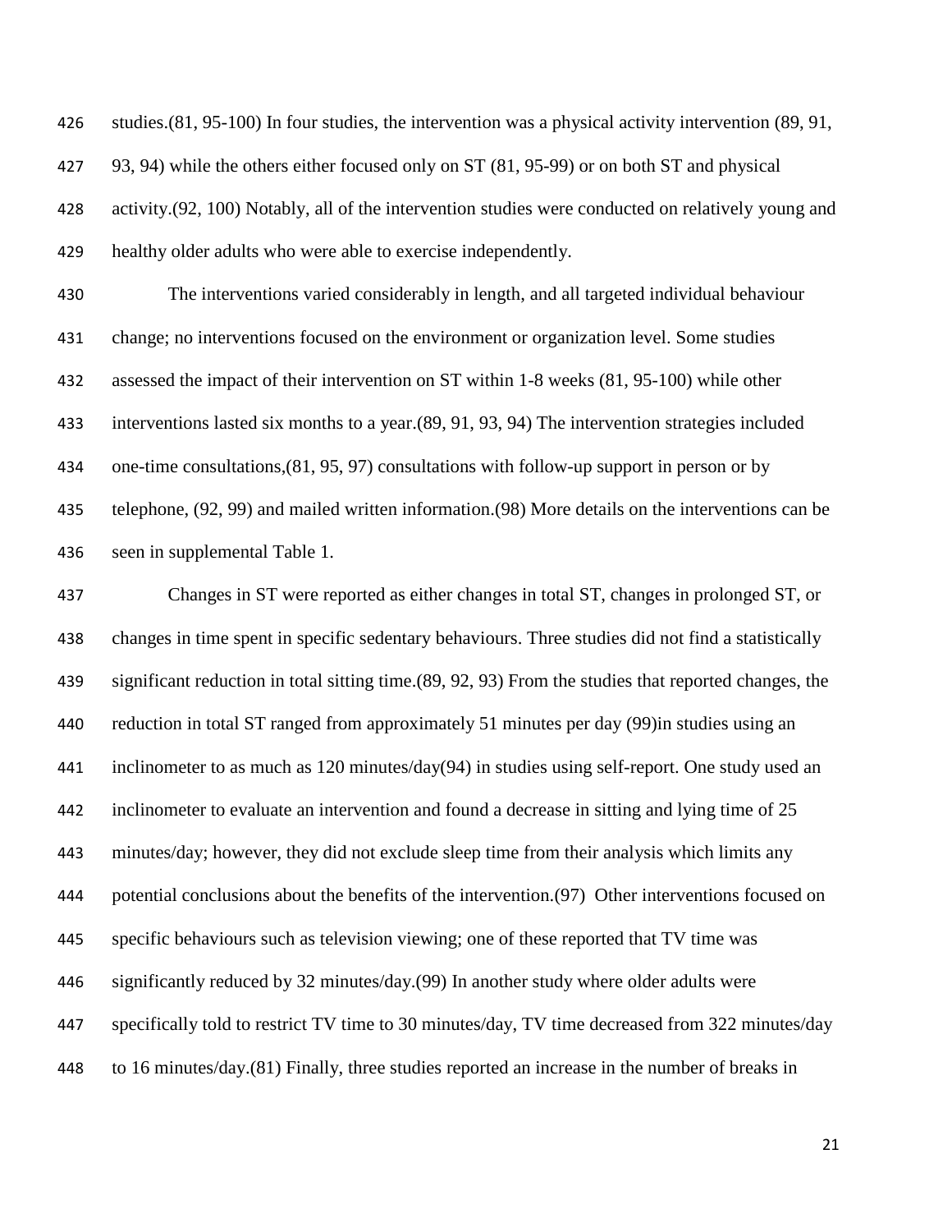studies.(81, 95-100) In four studies, the intervention was a physical activity intervention (89, 91, 93, 94) while the others either focused only on ST (81, 95-99) or on both ST and physical activity.(92, 100) Notably, all of the intervention studies were conducted on relatively young and healthy older adults who were able to exercise independently.

The interventions varied considerably in length, and all targeted individual behaviour change; no interventions focused on the environment or organization level. Some studies assessed the impact of their intervention on ST within 1-8 weeks (81, 95-100) while other interventions lasted six months to a year.(89, 91, 93, 94) The intervention strategies included one-time consultations,(81, 95, 97) consultations with follow-up support in person or by telephone, (92, 99) and mailed written information.(98) More details on the interventions can be seen in supplemental Table 1.

Changes in ST were reported as either changes in total ST, changes in prolonged ST, or changes in time spent in specific sedentary behaviours. Three studies did not find a statistically significant reduction in total sitting time.(89, 92, 93) From the studies that reported changes, the reduction in total ST ranged from approximately 51 minutes per day (99)in studies using an inclinometer to as much as 120 minutes/day(94) in studies using self-report. One study used an inclinometer to evaluate an intervention and found a decrease in sitting and lying time of 25 minutes/day; however, they did not exclude sleep time from their analysis which limits any potential conclusions about the benefits of the intervention.(97) Other interventions focused on specific behaviours such as television viewing; one of these reported that TV time was significantly reduced by 32 minutes/day.(99) In another study where older adults were specifically told to restrict TV time to 30 minutes/day, TV time decreased from 322 minutes/day to 16 minutes/day.(81) Finally, three studies reported an increase in the number of breaks in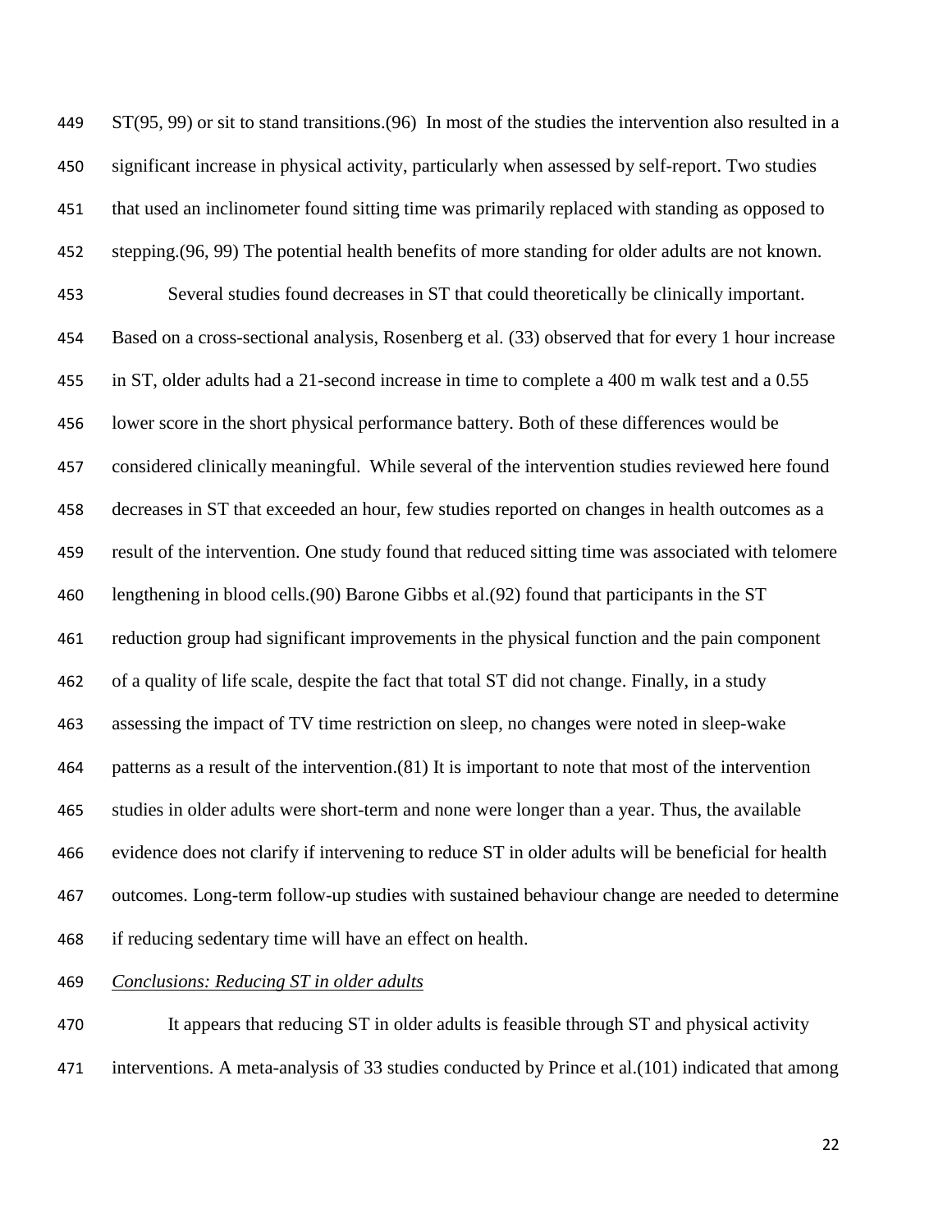ST(95, 99) or sit to stand transitions.(96) In most of the studies the intervention also resulted in a significant increase in physical activity, particularly when assessed by self-report. Two studies that used an inclinometer found sitting time was primarily replaced with standing as opposed to stepping.(96, 99) The potential health benefits of more standing for older adults are not known.

Several studies found decreases in ST that could theoretically be clinically important. Based on a cross-sectional analysis, Rosenberg et al. (33) observed that for every 1 hour increase in ST, older adults had a 21-second increase in time to complete a 400 m walk test and a 0.55 lower score in the short physical performance battery. Both of these differences would be considered clinically meaningful. While several of the intervention studies reviewed here found decreases in ST that exceeded an hour, few studies reported on changes in health outcomes as a result of the intervention. One study found that reduced sitting time was associated with telomere lengthening in blood cells.(90) Barone Gibbs et al.(92) found that participants in the ST reduction group had significant improvements in the physical function and the pain component of a quality of life scale, despite the fact that total ST did not change. Finally, in a study assessing the impact of TV time restriction on sleep, no changes were noted in sleep-wake patterns as a result of the intervention.(81) It is important to note that most of the intervention studies in older adults were short-term and none were longer than a year. Thus, the available evidence does not clarify if intervening to reduce ST in older adults will be beneficial for health outcomes. Long-term follow-up studies with sustained behaviour change are needed to determine if reducing sedentary time will have an effect on health.

*Conclusions: Reducing ST in older adults*

It appears that reducing ST in older adults is feasible through ST and physical activity interventions. A meta-analysis of 33 studies conducted by Prince et al.(101) indicated that among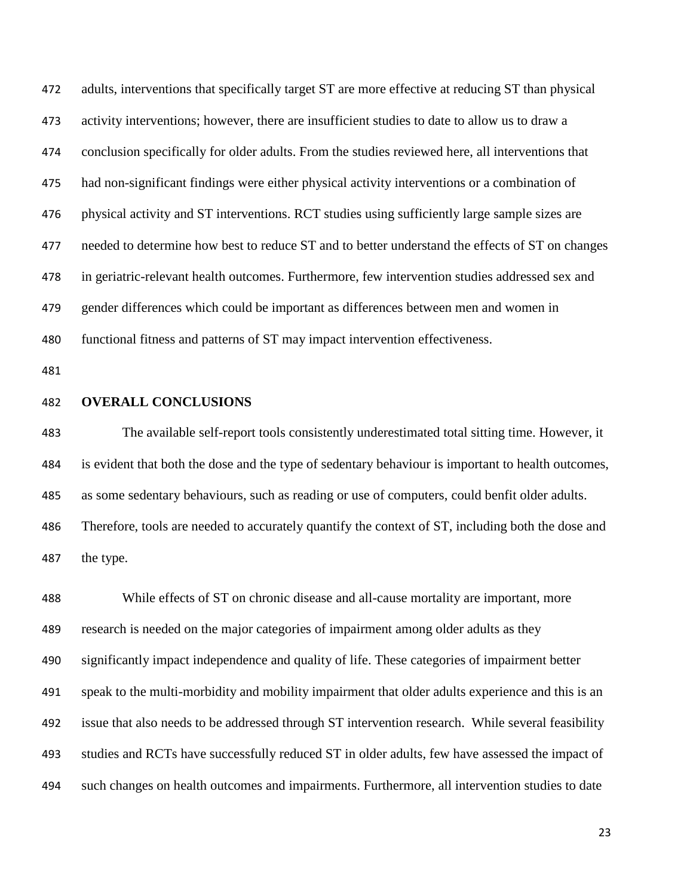adults, interventions that specifically target ST are more effective at reducing ST than physical activity interventions; however, there are insufficient studies to date to allow us to draw a conclusion specifically for older adults. From the studies reviewed here, all interventions that had non-significant findings were either physical activity interventions or a combination of physical activity and ST interventions. RCT studies using sufficiently large sample sizes are needed to determine how best to reduce ST and to better understand the effects of ST on changes in geriatric-relevant health outcomes. Furthermore, few intervention studies addressed sex and gender differences which could be important as differences between men and women in functional fitness and patterns of ST may impact intervention effectiveness.

## OVERALL CONCLUSIONS

The available self-report tools consistently underestimated total sitting time. However, it is evident that both the dose and the type of sedentary behaviour is important to health outcomes, as some sedentary behaviours, such as reading or use of computers, could benfit older adults. Therefore, tools are needed to accurately quantify the context of ST, including both the dose and the type.

While effects of ST on chronic disease and all-cause mortality are important, more research is needed on the major categories of impairment among older adults as they significantly impact independence and quality of life. These categories of impairment better speak to the multi-morbidity and mobility impairment that older adults experience and this is an issue that also needs to be addressed through ST intervention research. While several feasibility studies and RCTs have successfully reduced ST in older adults, few have assessed the impact of such changes on health outcomes and impairments. Furthermore, all intervention studies to date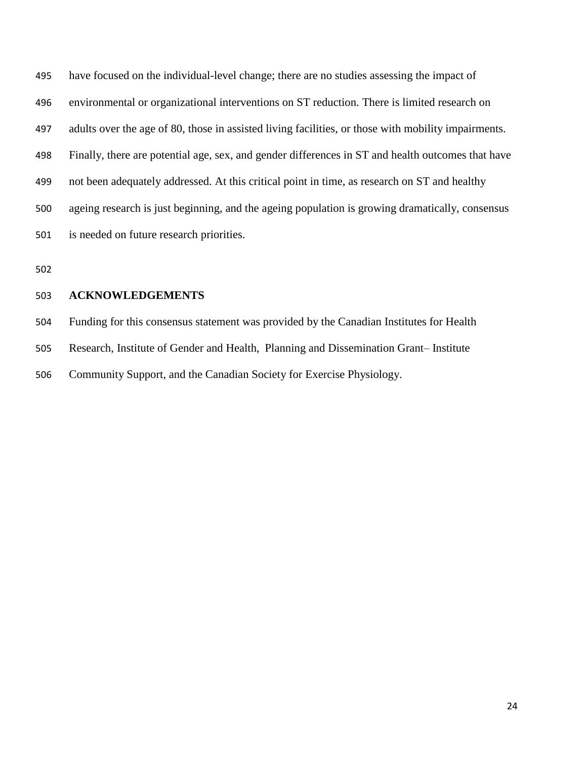have focused on the individual-level change; there are no studies assessing the impact of environmental or organizational interventions on ST reduction. There is limited research on adults over the age of 80, those in assisted living facilities, or those with mobility impairments. Finally, there are potential age, sex, and gender differences in ST and health outcomes that have not been adequately addressed. At this critical point in time, as research on ST and healthy ageing research is just beginning, and the ageing population is growing dramatically, consensus is needed on future research priorities.

## ACKNOWLEDGEMENTS

Funding for this consensus statement was provided by the Canadian Institutes for Health Research, Institute of Gender and Health, Planning and Dissemination Grant– Institute Community Support, and the Canadian Society for Exercise Physiology.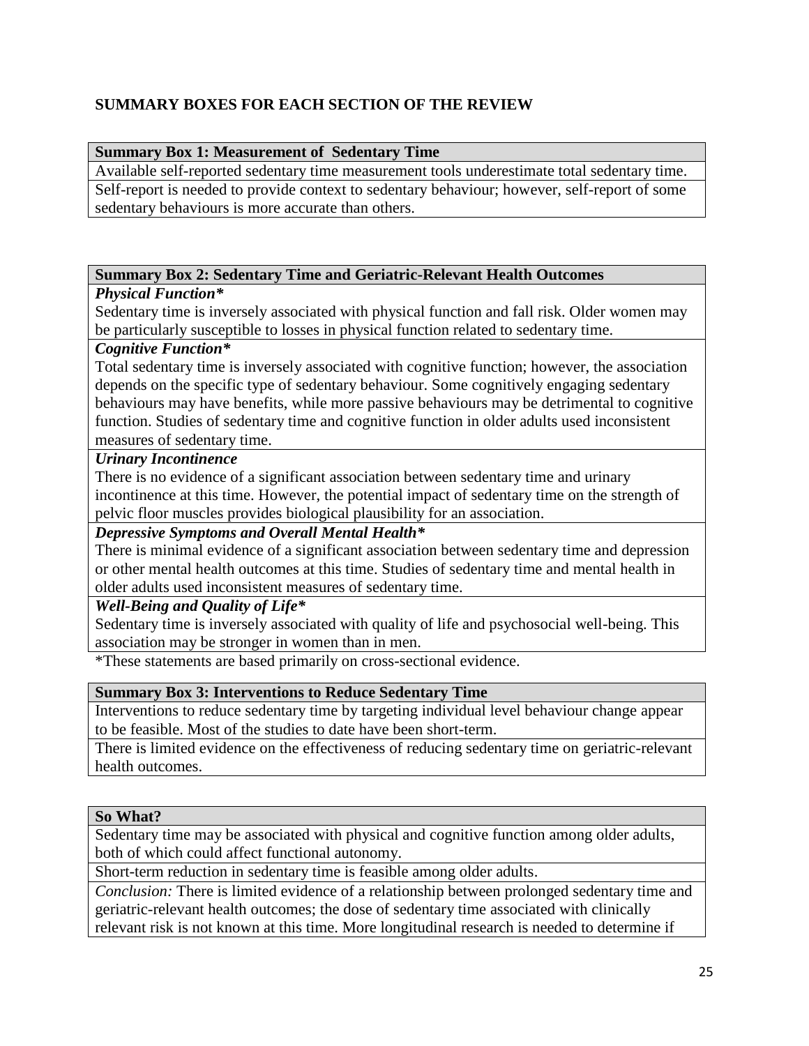## SUMMARY BOXES FOR EACH SECTION OF THE REVIEW

| **Summary Box 1: Measurement of Sedentary Time** |
|---|
| Available self-reported sedentary time measurement tools underestimate total sedentary time. |
| Self-report is needed to provide context to sedentary behaviour; however, self-report of some sedentary behaviours is more accurate than others. |

| **Summary Box 2: Sedentary Time and Geriatric-Relevant Health Outcomes** |
|---|
| ***Physical Function**** <br> Sedentary time is inversely associated with physical function and fall risk. Older women may be particularly susceptible to losses in physical function related to sedentary time. |
| ***Cognitive Function**** <br> Total sedentary time is inversely associated with cognitive function; however, the association depends on the specific type of sedentary behaviour. Some cognitively engaging sedentary behaviours may have benefits, while more passive behaviours may be detrimental to cognitive function. Studies of sedentary time and cognitive function in older adults used inconsistent measures of sedentary time. |
| ***Urinary Incontinence*** <br> There is no evidence of a significant association between sedentary time and urinary incontinence at this time. However, the potential impact of sedentary time on the strength of pelvic floor muscles provides biological plausibility for an association. |
| ***Depressive Symptoms and Overall Mental Health**** <br> There is minimal evidence of a significant association between sedentary time and depression or other mental health outcomes at this time. Studies of sedentary time and mental health in older adults used inconsistent measures of sedentary time. |
| ***Well-Being and Quality of Life**** <br> Sedentary time is inversely associated with quality of life and psychosocial well-being. This association may be stronger in women than in men. |

*These statements are based primarily on cross-sectional evidence.

| **Summary Box 3: Interventions to Reduce Sedentary Time** |
|---|
| Interventions to reduce sedentary time by targeting individual level behaviour change appear to be feasible. Most of the studies to date have been short-term. |
| There is limited evidence on the effectiveness of reducing sedentary time on geriatric-relevant health outcomes. |

| **So What?** |
|---|
| Sedentary time may be associated with physical and cognitive function among older adults, both of which could affect functional autonomy. |
| Short-term reduction in sedentary time is feasible among older adults. |
| *Conclusion:* There is limited evidence of a relationship between prolonged sedentary time and geriatric-relevant health outcomes; the dose of sedentary time associated with clinically relevant risk is not known at this time. More longitudinal research is needed to determine if |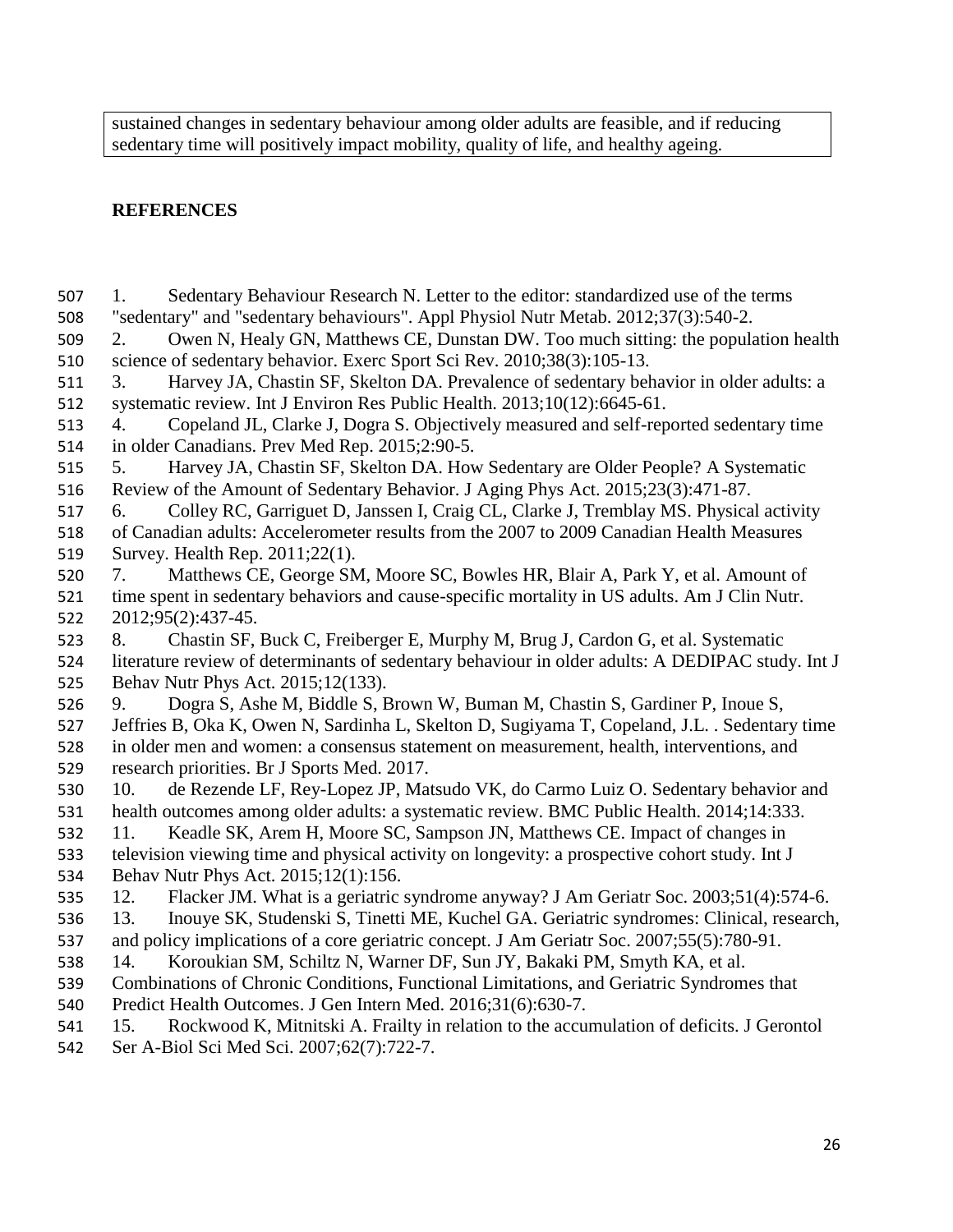sustained changes in sedentary behaviour among older adults are feasible, and if reducing sedentary time will positively impact mobility, quality of life, and healthy ageing.

## REFERENCES

1. Sedentary Behaviour Research N. Letter to the editor: standardized use of the terms "sedentary" and "sedentary behaviours". Appl Physiol Nutr Metab. 2012;37(3):540-2.
2. Owen N, Healy GN, Matthews CE, Dunstan DW. Too much sitting: the population health science of sedentary behavior. Exerc Sport Sci Rev. 2010;38(3):105-13.
3. Harvey JA, Chastin SF, Skelton DA. Prevalence of sedentary behavior in older adults: a systematic review. Int J Environ Res Public Health. 2013;10(12):6645-61.
4. Copeland JL, Clarke J, Dogra S. Objectively measured and self-reported sedentary time in older Canadians. Prev Med Rep. 2015;2:90-5.
5. Harvey JA, Chastin SF, Skelton DA. How Sedentary are Older People? A Systematic Review of the Amount of Sedentary Behavior. J Aging Phys Act. 2015;23(3):471-87.
6. Colley RC, Garriguet D, Janssen I, Craig CL, Clarke J, Tremblay MS. Physical activity of Canadian adults: Accelerometer results from the 2007 to 2009 Canadian Health Measures Survey. Health Rep. 2011;22(1).
7. Matthews CE, George SM, Moore SC, Bowles HR, Blair A, Park Y, et al. Amount of time spent in sedentary behaviors and cause-specific mortality in US adults. Am J Clin Nutr. 2012;95(2):437-45.
8. Chastin SF, Buck C, Freiberger E, Murphy M, Brug J, Cardon G, et al. Systematic literature review of determinants of sedentary behaviour in older adults: A DEDIPAC study. Int J Behav Nutr Phys Act. 2015;12(133).
9. Dogra S, Ashe M, Biddle S, Brown W, Buman M, Chastin S, Gardiner P, Inoue S, Jeffries B, Oka K, Owen N, Sardinha L, Skelton D, Sugiyama T, Copeland, J.L. . Sedentary time in older men and women: a consensus statement on measurement, health, interventions, and research priorities. Br J Sports Med. 2017.
10. de Rezende LF, Rey-Lopez JP, Matsudo VK, do Carmo Luiz O. Sedentary behavior and health outcomes among older adults: a systematic review. BMC Public Health. 2014;14:333.
11. Keadle SK, Arem H, Moore SC, Sampson JN, Matthews CE. Impact of changes in television viewing time and physical activity on longevity: a prospective cohort study. Int J Behav Nutr Phys Act. 2015;12(1):156.
12. Flacker JM. What is a geriatric syndrome anyway? J Am Geriatr Soc. 2003;51(4):574-6.
13. Inouye SK, Studenski S, Tinetti ME, Kuchel GA. Geriatric syndromes: Clinical, research, and policy implications of a core geriatric concept. J Am Geriatr Soc. 2007;55(5):780-91.
14. Koroukian SM, Schiltz N, Warner DF, Sun JY, Bakaki PM, Smyth KA, et al. Combinations of Chronic Conditions, Functional Limitations, and Geriatric Syndromes that Predict Health Outcomes. J Gen Intern Med. 2016;31(6):630-7.
15. Rockwood K, Mitnitski A. Frailty in relation to the accumulation of deficits. J Gerontol Ser A-Biol Sci Med Sci. 2007;62(7):722-7.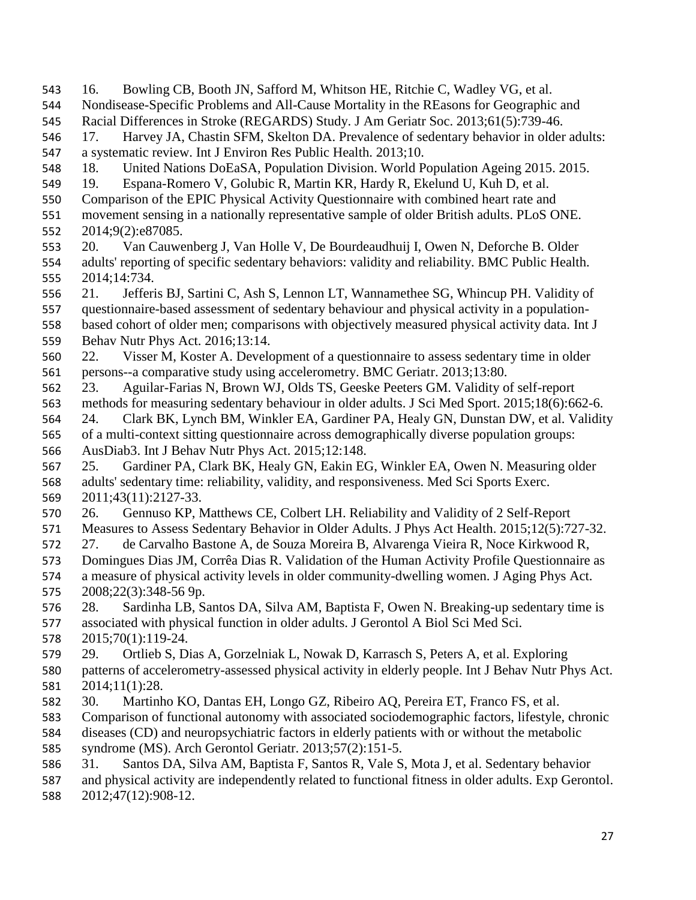16. Bowling CB, Booth JN, Safford M, Whitson HE, Ritchie C, Wadley VG, et al. Nondisease-Specific Problems and All-Cause Mortality in the REasons for Geographic and Racial Differences in Stroke (REGARDS) Study. J Am Geriatr Soc. 2013;61(5):739-46.

17. Harvey JA, Chastin SFM, Skelton DA. Prevalence of sedentary behavior in older adults: a systematic review. Int J Environ Res Public Health. 2013;10.

18. United Nations DoEaSA, Population Division. World Population Ageing 2015. 2015.

19. Espana-Romero V, Golubic R, Martin KR, Hardy R, Ekelund U, Kuh D, et al. Comparison of the EPIC Physical Activity Questionnaire with combined heart rate and movement sensing in a nationally representative sample of older British adults. PLoS ONE. 2014;9(2):e87085.

20. Van Cauwenberg J, Van Holle V, De Bourdeaudhuij I, Owen N, Deforche B. Older adults' reporting of specific sedentary behaviors: validity and reliability. BMC Public Health. 2014;14:734.

21. Jefferis BJ, Sartini C, Ash S, Lennon LT, Wannamethee SG, Whincup PH. Validity of questionnaire-based assessment of sedentary behaviour and physical activity in a population-based cohort of older men; comparisons with objectively measured physical activity data. Int J Behav Nutr Phys Act. 2016;13:14.

22. Visser M, Koster A. Development of a questionnaire to assess sedentary time in older persons--a comparative study using accelerometry. BMC Geriatr. 2013;13:80.

23. Aguilar-Farias N, Brown WJ, Olds TS, Geeske Peeters GM. Validity of self-report methods for measuring sedentary behaviour in older adults. J Sci Med Sport. 2015;18(6):662-6.

24. Clark BK, Lynch BM, Winkler EA, Gardiner PA, Healy GN, Dunstan DW, et al. Validity of a multi-context sitting questionnaire across demographically diverse population groups: AusDiab3. Int J Behav Nutr Phys Act. 2015;12:148.

25. Gardiner PA, Clark BK, Healy GN, Eakin EG, Winkler EA, Owen N. Measuring older adults' sedentary time: reliability, validity, and responsiveness. Med Sci Sports Exerc. 2011;43(11):2127-33.

26. Gennuso KP, Matthews CE, Colbert LH. Reliability and Validity of 2 Self-Report Measures to Assess Sedentary Behavior in Older Adults. J Phys Act Health. 2015;12(5):727-32.

27. de Carvalho Bastone A, de Souza Moreira B, Alvarenga Vieira R, Noce Kirkwood R, Domingues Dias JM, Corrêa Dias R. Validation of the Human Activity Profile Questionnaire as a measure of physical activity levels in older community-dwelling women. J Aging Phys Act. 2008;22(3):348-56 9p.

28. Sardinha LB, Santos DA, Silva AM, Baptista F, Owen N. Breaking-up sedentary time is associated with physical function in older adults. J Gerontol A Biol Sci Med Sci. 2015;70(1):119-24.

29. Ortlieb S, Dias A, Gorzelniak L, Nowak D, Karrasch S, Peters A, et al. Exploring patterns of accelerometry-assessed physical activity in elderly people. Int J Behav Nutr Phys Act. 2014;11(1):28.

30. Martinho KO, Dantas EH, Longo GZ, Ribeiro AQ, Pereira ET, Franco FS, et al. Comparison of functional autonomy with associated sociodemographic factors, lifestyle, chronic diseases (CD) and neuropsychiatric factors in elderly patients with or without the metabolic syndrome (MS). Arch Gerontol Geriatr. 2013;57(2):151-5.

31. Santos DA, Silva AM, Baptista F, Santos R, Vale S, Mota J, et al. Sedentary behavior and physical activity are independently related to functional fitness in older adults. Exp Gerontol. 2012;47(12):908-12.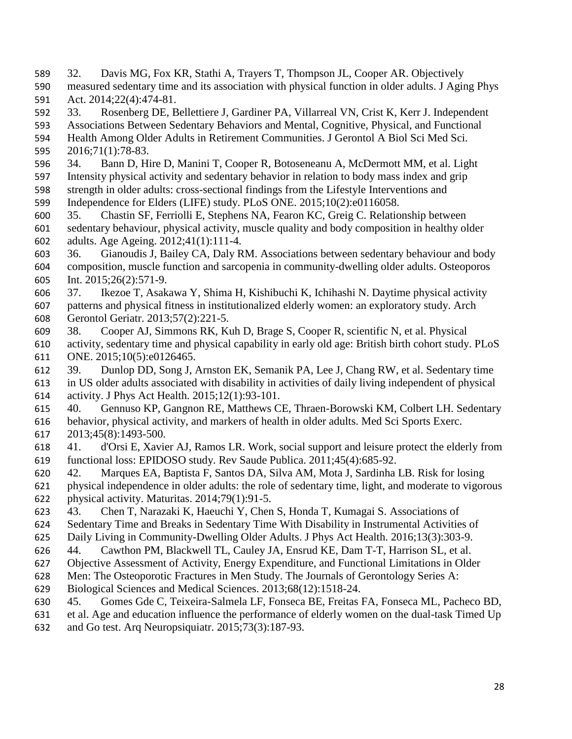32. Davis MG, Fox KR, Stathi A, Trayers T, Thompson JL, Cooper AR. Objectively measured sedentary time and its association with physical function in older adults. J Aging Phys Act. 2014;22(4):474-81.

33. Rosenberg DE, Bellettiere J, Gardiner PA, Villarreal VN, Crist K, Kerr J. Independent Associations Between Sedentary Behaviors and Mental, Cognitive, Physical, and Functional Health Among Older Adults in Retirement Communities. J Gerontol A Biol Sci Med Sci. 2016;71(1):78-83.

34. Bann D, Hire D, Manini T, Cooper R, Botoseneanu A, McDermott MM, et al. Light Intensity physical activity and sedentary behavior in relation to body mass index and grip strength in older adults: cross-sectional findings from the Lifestyle Interventions and Independence for Elders (LIFE) study. PLoS ONE. 2015;10(2):e0116058.

35. Chastin SF, Ferriolli E, Stephens NA, Fearon KC, Greig C. Relationship between sedentary behaviour, physical activity, muscle quality and body composition in healthy older adults. Age Ageing. 2012;41(1):111-4.

36. Gianoudis J, Bailey CA, Daly RM. Associations between sedentary behaviour and body composition, muscle function and sarcopenia in community-dwelling older adults. Osteoporos Int. 2015;26(2):571-9.

37. Ikezoe T, Asakawa Y, Shima H, Kishibuchi K, Ichihashi N. Daytime physical activity patterns and physical fitness in institutionalized elderly women: an exploratory study. Arch Gerontol Geriatr. 2013;57(2):221-5.

38. Cooper AJ, Simmons RK, Kuh D, Brage S, Cooper R, scientific N, et al. Physical activity, sedentary time and physical capability in early old age: British birth cohort study. PLoS ONE. 2015;10(5):e0126465.

39. Dunlop DD, Song J, Arnston EK, Semanik PA, Lee J, Chang RW, et al. Sedentary time in US older adults associated with disability in activities of daily living independent of physical activity. J Phys Act Health. 2015;12(1):93-101.

40. Gennuso KP, Gangnon RE, Matthews CE, Thraen-Borowski KM, Colbert LH. Sedentary behavior, physical activity, and markers of health in older adults. Med Sci Sports Exerc. 2013;45(8):1493-500.

41. d'Orsi E, Xavier AJ, Ramos LR. Work, social support and leisure protect the elderly from functional loss: EPIDOSO study. Rev Saude Publica. 2011;45(4):685-92.

42. Marques EA, Baptista F, Santos DA, Silva AM, Mota J, Sardinha LB. Risk for losing physical independence in older adults: the role of sedentary time, light, and moderate to vigorous physical activity. Maturitas. 2014;79(1):91-5.

43. Chen T, Narazaki K, Haeuchi Y, Chen S, Honda T, Kumagai S. Associations of Sedentary Time and Breaks in Sedentary Time With Disability in Instrumental Activities of Daily Living in Community-Dwelling Older Adults. J Phys Act Health. 2016;13(3):303-9.

44. Cawthon PM, Blackwell TL, Cauley JA, Ensrud KE, Dam T-T, Harrison SL, et al. Objective Assessment of Activity, Energy Expenditure, and Functional Limitations in Older Men: The Osteoporotic Fractures in Men Study. The Journals of Gerontology Series A: Biological Sciences and Medical Sciences. 2013;68(12):1518-24.

45. Gomes Gde C, Teixeira-Salmela LF, Fonseca BE, Freitas FA, Fonseca ML, Pacheco BD, et al. Age and education influence the performance of elderly women on the dual-task Timed Up and Go test. Arq Neuropsiquiatr. 2015;73(3):187-93.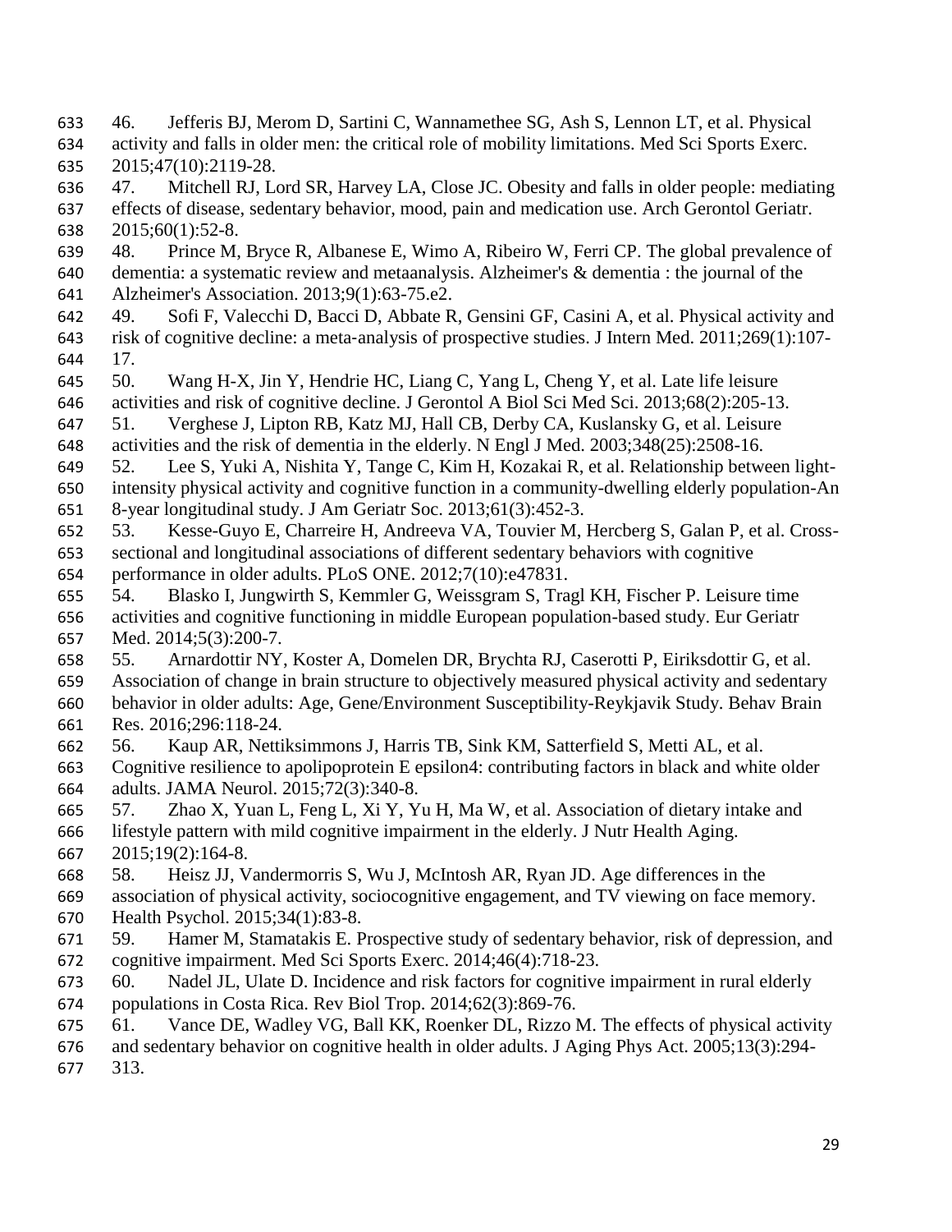46. Jefferis BJ, Merom D, Sartini C, Wannamethee SG, Ash S, Lennon LT, et al. Physical activity and falls in older men: the critical role of mobility limitations. Med Sci Sports Exerc. 2015;47(10):2119-28.

47. Mitchell RJ, Lord SR, Harvey LA, Close JC. Obesity and falls in older people: mediating effects of disease, sedentary behavior, mood, pain and medication use. Arch Gerontol Geriatr. 2015;60(1):52-8.

48. Prince M, Bryce R, Albanese E, Wimo A, Ribeiro W, Ferri CP. The global prevalence of dementia: a systematic review and metaanalysis. Alzheimer's & dementia : the journal of the Alzheimer's Association. 2013;9(1):63-75.e2.

49. Sofi F, Valecchi D, Bacci D, Abbate R, Gensini GF, Casini A, et al. Physical activity and risk of cognitive decline: a meta-analysis of prospective studies. J Intern Med. 2011;269(1):107-17.

50. Wang H-X, Jin Y, Hendrie HC, Liang C, Yang L, Cheng Y, et al. Late life leisure activities and risk of cognitive decline. J Gerontol A Biol Sci Med Sci. 2013;68(2):205-13.

51. Verghese J, Lipton RB, Katz MJ, Hall CB, Derby CA, Kuslansky G, et al. Leisure activities and the risk of dementia in the elderly. N Engl J Med. 2003;348(25):2508-16.

52. Lee S, Yuki A, Nishita Y, Tange C, Kim H, Kozakai R, et al. Relationship between light-intensity physical activity and cognitive function in a community-dwelling elderly population-An 8-year longitudinal study. J Am Geriatr Soc. 2013;61(3):452-3.

53. Kesse-Guyo E, Charreire H, Andreeva VA, Touvier M, Hercberg S, Galan P, et al. Cross-sectional and longitudinal associations of different sedentary behaviors with cognitive performance in older adults. PLoS ONE. 2012;7(10):e47831.

54. Blasko I, Jungwirth S, Kemmler G, Weissgram S, Tragl KH, Fischer P. Leisure time activities and cognitive functioning in middle European population-based study. Eur Geriatr Med. 2014;5(3):200-7.

55. Arnardottir NY, Koster A, Domelen DR, Brychta RJ, Caserotti P, Eiriksdottir G, et al. Association of change in brain structure to objectively measured physical activity and sedentary behavior in older adults: Age, Gene/Environment Susceptibility-Reykjavik Study. Behav Brain Res. 2016;296:118-24.

56. Kaup AR, Nettiksimmons J, Harris TB, Sink KM, Satterfield S, Metti AL, et al. Cognitive resilience to apolipoprotein E epsilon4: contributing factors in black and white older adults. JAMA Neurol. 2015;72(3):340-8.

57. Zhao X, Yuan L, Feng L, Xi Y, Yu H, Ma W, et al. Association of dietary intake and lifestyle pattern with mild cognitive impairment in the elderly. J Nutr Health Aging. 2015;19(2):164-8.

58. Heisz JJ, Vandermorris S, Wu J, McIntosh AR, Ryan JD. Age differences in the association of physical activity, sociocognitive engagement, and TV viewing on face memory. Health Psychol. 2015;34(1):83-8.

59. Hamer M, Stamatakis E. Prospective study of sedentary behavior, risk of depression, and cognitive impairment. Med Sci Sports Exerc. 2014;46(4):718-23.

60. Nadel JL, Ulate D. Incidence and risk factors for cognitive impairment in rural elderly populations in Costa Rica. Rev Biol Trop. 2014;62(3):869-76.

61. Vance DE, Wadley VG, Ball KK, Roenker DL, Rizzo M. The effects of physical activity and sedentary behavior on cognitive health in older adults. J Aging Phys Act. 2005;13(3):294-313.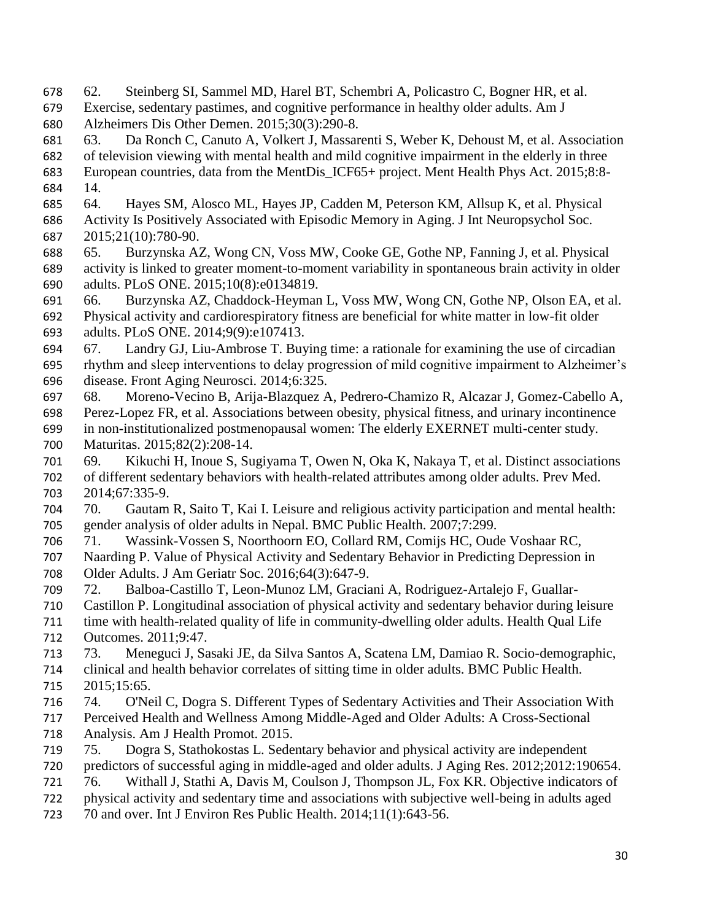62. Steinberg SI, Sammel MD, Harel BT, Schembri A, Policastro C, Bogner HR, et al. Exercise, sedentary pastimes, and cognitive performance in healthy older adults. Am J Alzheimers Dis Other Demen. 2015;30(3):290-8.

63. Da Ronch C, Canuto A, Volkert J, Massarenti S, Weber K, Dehoust M, et al. Association of television viewing with mental health and mild cognitive impairment in the elderly in three European countries, data from the MentDis_ICF65+ project. Ment Health Phys Act. 2015;8:8-14.

64. Hayes SM, Alosco ML, Hayes JP, Cadden M, Peterson KM, Allsup K, et al. Physical Activity Is Positively Associated with Episodic Memory in Aging. J Int Neuropsychol Soc. 2015;21(10):780-90.

65. Burzynska AZ, Wong CN, Voss MW, Cooke GE, Gothe NP, Fanning J, et al. Physical activity is linked to greater moment-to-moment variability in spontaneous brain activity in older adults. PLoS ONE. 2015;10(8):e0134819.

66. Burzynska AZ, Chaddock-Heyman L, Voss MW, Wong CN, Gothe NP, Olson EA, et al. Physical activity and cardiorespiratory fitness are beneficial for white matter in low-fit older adults. PLoS ONE. 2014;9(9):e107413.

67. Landry GJ, Liu-Ambrose T. Buying time: a rationale for examining the use of circadian rhythm and sleep interventions to delay progression of mild cognitive impairment to Alzheimer's disease. Front Aging Neurosci. 2014;6:325.

68. Moreno-Vecino B, Arija-Blazquez A, Pedrero-Chamizo R, Alcazar J, Gomez-Cabello A, Perez-Lopez FR, et al. Associations between obesity, physical fitness, and urinary incontinence in non-institutionalized postmenopausal women: The elderly EXERNET multi-center study. Maturitas. 2015;82(2):208-14.

69. Kikuchi H, Inoue S, Sugiyama T, Owen N, Oka K, Nakaya T, et al. Distinct associations of different sedentary behaviors with health-related attributes among older adults. Prev Med. 2014;67:335-9.

70. Gautam R, Saito T, Kai I. Leisure and religious activity participation and mental health: gender analysis of older adults in Nepal. BMC Public Health. 2007;7:299.

71. Wassink-Vossen S, Noorthoorn EO, Collard RM, Comijs HC, Oude Voshaar RC, Naarding P. Value of Physical Activity and Sedentary Behavior in Predicting Depression in Older Adults. J Am Geriatr Soc. 2016;64(3):647-9.

72. Balboa-Castillo T, Leon-Munoz LM, Graciani A, Rodriguez-Artalejo F, Guallar-Castillon P. Longitudinal association of physical activity and sedentary behavior during leisure time with health-related quality of life in community-dwelling older adults. Health Qual Life Outcomes. 2011;9:47.

73. Meneguci J, Sasaki JE, da Silva Santos A, Scatena LM, Damiao R. Socio-demographic, clinical and health behavior correlates of sitting time in older adults. BMC Public Health. 2015;15:65.

74. O'Neil C, Dogra S. Different Types of Sedentary Activities and Their Association With Perceived Health and Wellness Among Middle-Aged and Older Adults: A Cross-Sectional Analysis. Am J Health Promot. 2015.

75. Dogra S, Stathokostas L. Sedentary behavior and physical activity are independent predictors of successful aging in middle-aged and older adults. J Aging Res. 2012;2012:190654.

76. Withall J, Stathi A, Davis M, Coulson J, Thompson JL, Fox KR. Objective indicators of physical activity and sedentary time and associations with subjective well-being in adults aged 70 and over. Int J Environ Res Public Health. 2014;11(1):643-56.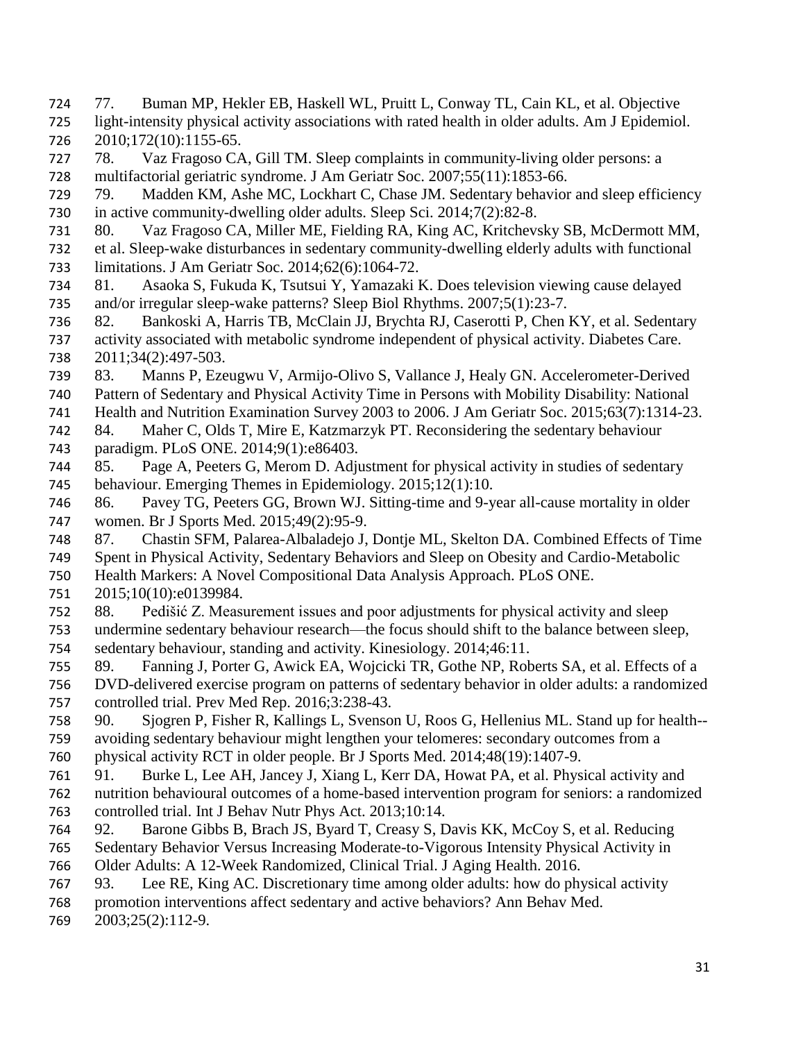77. Buman MP, Hekler EB, Haskell WL, Pruitt L, Conway TL, Cain KL, et al. Objective light-intensity physical activity associations with rated health in older adults. Am J Epidemiol. 2010;172(10):1155-65.

78. Vaz Fragoso CA, Gill TM. Sleep complaints in community-living older persons: a multifactorial geriatric syndrome. J Am Geriatr Soc. 2007;55(11):1853-66.

79. Madden KM, Ashe MC, Lockhart C, Chase JM. Sedentary behavior and sleep efficiency in active community-dwelling older adults. Sleep Sci. 2014;7(2):82-8.

80. Vaz Fragoso CA, Miller ME, Fielding RA, King AC, Kritchevsky SB, McDermott MM, et al. Sleep-wake disturbances in sedentary community-dwelling elderly adults with functional limitations. J Am Geriatr Soc. 2014;62(6):1064-72.

81. Asaoka S, Fukuda K, Tsutsui Y, Yamazaki K. Does television viewing cause delayed and/or irregular sleep-wake patterns? Sleep Biol Rhythms. 2007;5(1):23-7.

82. Bankoski A, Harris TB, McClain JJ, Brychta RJ, Caserotti P, Chen KY, et al. Sedentary activity associated with metabolic syndrome independent of physical activity. Diabetes Care. 2011;34(2):497-503.

83. Manns P, Ezeugwu V, Armijo-Olivo S, Vallance J, Healy GN. Accelerometer-Derived Pattern of Sedentary and Physical Activity Time in Persons with Mobility Disability: National Health and Nutrition Examination Survey 2003 to 2006. J Am Geriatr Soc. 2015;63(7):1314-23.

84. Maher C, Olds T, Mire E, Katzmarzyk PT. Reconsidering the sedentary behaviour paradigm. PLoS ONE. 2014;9(1):e86403.

85. Page A, Peeters G, Merom D. Adjustment for physical activity in studies of sedentary behaviour. Emerging Themes in Epidemiology. 2015;12(1):10.

86. Pavey TG, Peeters GG, Brown WJ. Sitting-time and 9-year all-cause mortality in older women. Br J Sports Med. 2015;49(2):95-9.

87. Chastin SFM, Palarea-Albaladejo J, Dontje ML, Skelton DA. Combined Effects of Time Spent in Physical Activity, Sedentary Behaviors and Sleep on Obesity and Cardio-Metabolic Health Markers: A Novel Compositional Data Analysis Approach. PLoS ONE. 2015;10(10):e0139984.

88. Pedišić Z. Measurement issues and poor adjustments for physical activity and sleep undermine sedentary behaviour research—the focus should shift to the balance between sleep, sedentary behaviour, standing and activity. Kinesiology. 2014;46:11.

89. Fanning J, Porter G, Awick EA, Wojcicki TR, Gothe NP, Roberts SA, et al. Effects of a DVD-delivered exercise program on patterns of sedentary behavior in older adults: a randomized controlled trial. Prev Med Rep. 2016;3:238-43.

90. Sjogren P, Fisher R, Kallings L, Svenson U, Roos G, Hellenius ML. Stand up for health--avoiding sedentary behaviour might lengthen your telomeres: secondary outcomes from a physical activity RCT in older people. Br J Sports Med. 2014;48(19):1407-9.

91. Burke L, Lee AH, Jancey J, Xiang L, Kerr DA, Howat PA, et al. Physical activity and nutrition behavioural outcomes of a home-based intervention program for seniors: a randomized controlled trial. Int J Behav Nutr Phys Act. 2013;10:14.

92. Barone Gibbs B, Brach JS, Byard T, Creasy S, Davis KK, McCoy S, et al. Reducing Sedentary Behavior Versus Increasing Moderate-to-Vigorous Intensity Physical Activity in Older Adults: A 12-Week Randomized, Clinical Trial. J Aging Health. 2016.

93. Lee RE, King AC. Discretionary time among older adults: how do physical activity promotion interventions affect sedentary and active behaviors? Ann Behav Med. 2003;25(2):112-9.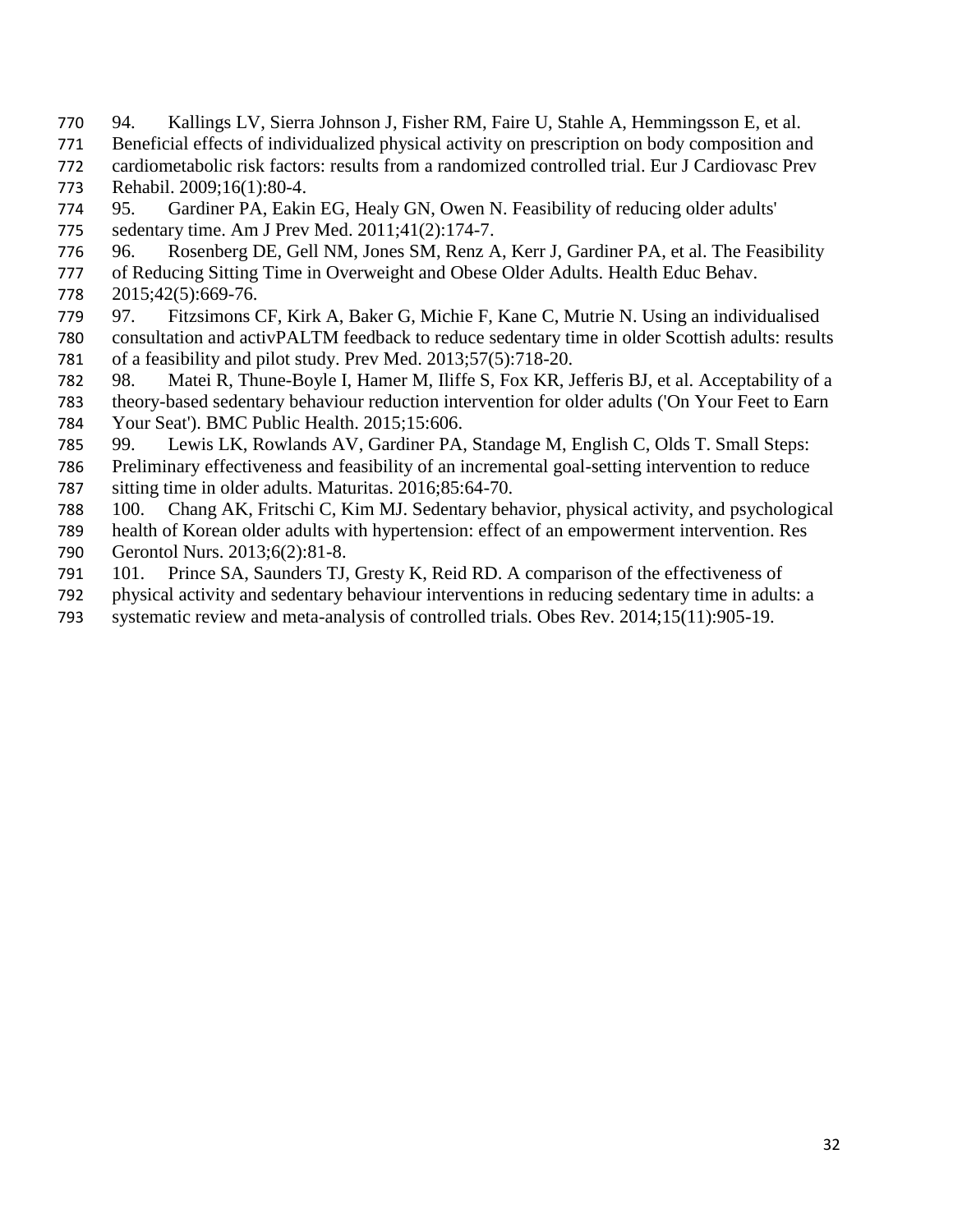94. Kallings LV, Sierra Johnson J, Fisher RM, Faire U, Stahle A, Hemmingsson E, et al. Beneficial effects of individualized physical activity on prescription on body composition and cardiometabolic risk factors: results from a randomized controlled trial. Eur J Cardiovasc Prev Rehabil. 2009;16(1):80-4.

95. Gardiner PA, Eakin EG, Healy GN, Owen N. Feasibility of reducing older adults' sedentary time. Am J Prev Med. 2011;41(2):174-7.

96. Rosenberg DE, Gell NM, Jones SM, Renz A, Kerr J, Gardiner PA, et al. The Feasibility of Reducing Sitting Time in Overweight and Obese Older Adults. Health Educ Behav. 2015;42(5):669-76.

97. Fitzsimons CF, Kirk A, Baker G, Michie F, Kane C, Mutrie N. Using an individualised consultation and activPALTM feedback to reduce sedentary time in older Scottish adults: results of a feasibility and pilot study. Prev Med. 2013;57(5):718-20.

98. Matei R, Thune-Boyle I, Hamer M, Iliffe S, Fox KR, Jefferis BJ, et al. Acceptability of a theory-based sedentary behaviour reduction intervention for older adults ('On Your Feet to Earn Your Seat'). BMC Public Health. 2015;15:606.

99. Lewis LK, Rowlands AV, Gardiner PA, Standage M, English C, Olds T. Small Steps: Preliminary effectiveness and feasibility of an incremental goal-setting intervention to reduce sitting time in older adults. Maturitas. 2016;85:64-70.

100. Chang AK, Fritschi C, Kim MJ. Sedentary behavior, physical activity, and psychological health of Korean older adults with hypertension: effect of an empowerment intervention. Res Gerontol Nurs. 2013;6(2):81-8.

101. Prince SA, Saunders TJ, Gresty K, Reid RD. A comparison of the effectiveness of physical activity and sedentary behaviour interventions in reducing sedentary time in adults: a systematic review and meta-analysis of controlled trials. Obes Rev. 2014;15(11):905-19.